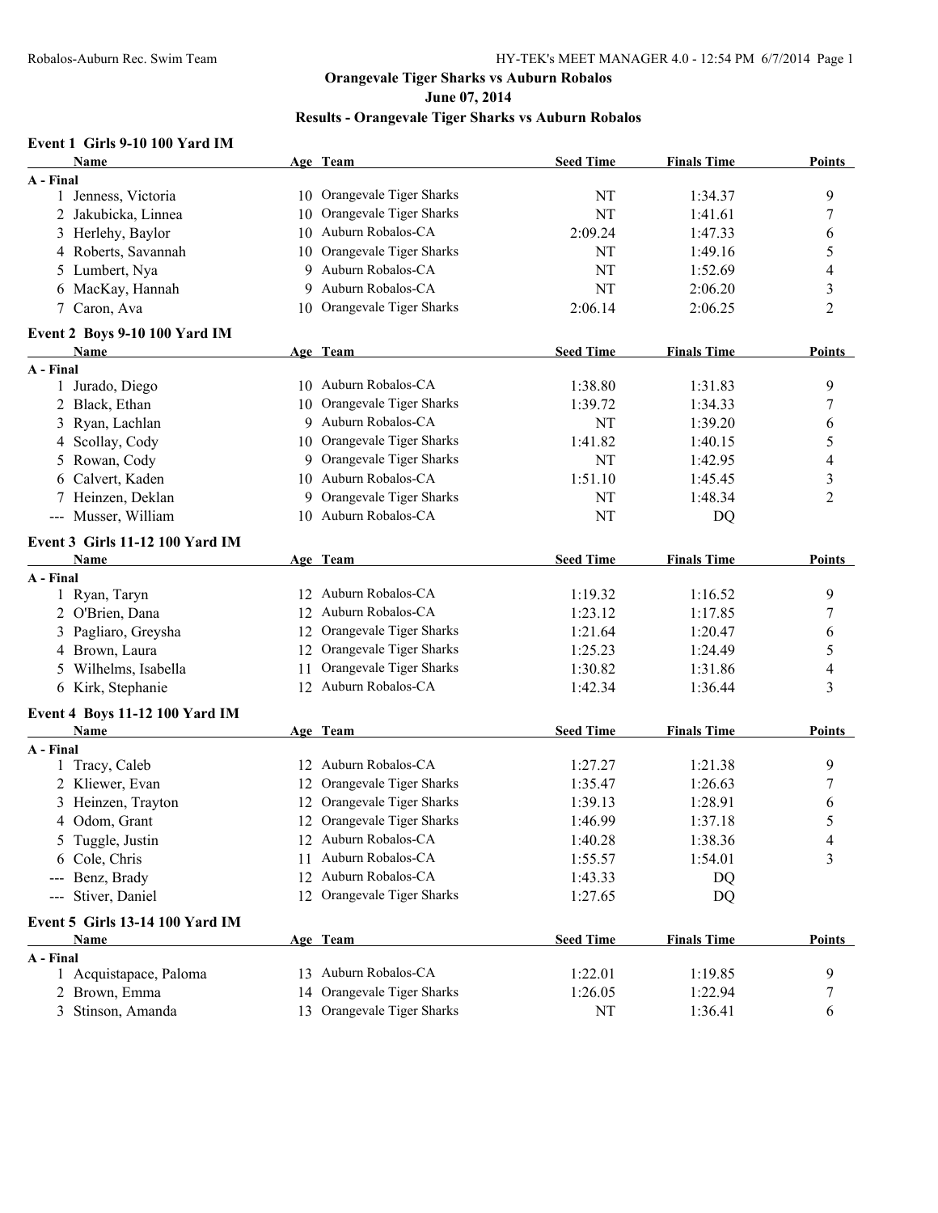## Orangevale Tiger Sharks vs Auburn Robalos

**June 07, 2014**

**Results - Orangevale Tiger Sharks vs Auburn Robalos**

### Event 1 Girls 9-10 100 Yard IM

| | Name | Age | Team | Seed Time | Finals Time | Points |
|---|---|---|---|---|---|---|
| **A - Final** | | | | | | |
| 1 | Jenness, Victoria | 10 | Orangevale Tiger Sharks | NT | 1:34.37 | 9 |
| 2 | Jakubicka, Linnea | 10 | Orangevale Tiger Sharks | NT | 1:41.61 | 7 |
| 3 | Herlehy, Baylor | 10 | Auburn Robalos-CA | 2:09.24 | 1:47.33 | 6 |
| 4 | Roberts, Savannah | 10 | Orangevale Tiger Sharks | NT | 1:49.16 | 5 |
| 5 | Lumbert, Nya | 9 | Auburn Robalos-CA | NT | 1:52.69 | 4 |
| 6 | MacKay, Hannah | 9 | Auburn Robalos-CA | NT | 2:06.20 | 3 |
| 7 | Caron, Ava | 10 | Orangevale Tiger Sharks | 2:06.14 | 2:06.25 | 2 |

### Event 2 Boys 9-10 100 Yard IM

| | Name | Age | Team | Seed Time | Finals Time | Points |
|---|---|---|---|---|---|---|
| **A - Final** | | | | | | |
| 1 | Jurado, Diego | 10 | Auburn Robalos-CA | 1:38.80 | 1:31.83 | 9 |
| 2 | Black, Ethan | 10 | Orangevale Tiger Sharks | 1:39.72 | 1:34.33 | 7 |
| 3 | Ryan, Lachlan | 9 | Auburn Robalos-CA | NT | 1:39.20 | 6 |
| 4 | Scollay, Cody | 10 | Orangevale Tiger Sharks | 1:41.82 | 1:40.15 | 5 |
| 5 | Rowan, Cody | 9 | Orangevale Tiger Sharks | NT | 1:42.95 | 4 |
| 6 | Calvert, Kaden | 10 | Auburn Robalos-CA | 1:51.10 | 1:45.45 | 3 |
| 7 | Heinzen, Deklan | 9 | Orangevale Tiger Sharks | NT | 1:48.34 | 2 |
| --- | Musser, William | 10 | Auburn Robalos-CA | NT | DQ | |

### Event 3 Girls 11-12 100 Yard IM

| | Name | Age | Team | Seed Time | Finals Time | Points |
|---|---|---|---|---|---|---|
| **A - Final** | | | | | | |
| 1 | Ryan, Taryn | 12 | Auburn Robalos-CA | 1:19.32 | 1:16.52 | 9 |
| 2 | O'Brien, Dana | 12 | Auburn Robalos-CA | 1:23.12 | 1:17.85 | 7 |
| 3 | Pagliaro, Greysha | 12 | Orangevale Tiger Sharks | 1:21.64 | 1:20.47 | 6 |
| 4 | Brown, Laura | 12 | Orangevale Tiger Sharks | 1:25.23 | 1:24.49 | 5 |
| 5 | Wilhelms, Isabella | 11 | Orangevale Tiger Sharks | 1:30.82 | 1:31.86 | 4 |
| 6 | Kirk, Stephanie | 12 | Auburn Robalos-CA | 1:42.34 | 1:36.44 | 3 |

### Event 4 Boys 11-12 100 Yard IM

| | Name | Age | Team | Seed Time | Finals Time | Points |
|---|---|---|---|---|---|---|
| **A - Final** | | | | | | |
| 1 | Tracy, Caleb | 12 | Auburn Robalos-CA | 1:27.27 | 1:21.38 | 9 |
| 2 | Kliewer, Evan | 12 | Orangevale Tiger Sharks | 1:35.47 | 1:26.63 | 7 |
| 3 | Heinzen, Trayton | 12 | Orangevale Tiger Sharks | 1:39.13 | 1:28.91 | 6 |
| 4 | Odom, Grant | 12 | Orangevale Tiger Sharks | 1:46.99 | 1:37.18 | 5 |
| 5 | Tuggle, Justin | 12 | Auburn Robalos-CA | 1:40.28 | 1:38.36 | 4 |
| 6 | Cole, Chris | 11 | Auburn Robalos-CA | 1:55.57 | 1:54.01 | 3 |
| --- | Benz, Brady | 12 | Auburn Robalos-CA | 1:43.33 | DQ | |
| --- | Stiver, Daniel | 12 | Orangevale Tiger Sharks | 1:27.65 | DQ | |

### Event 5 Girls 13-14 100 Yard IM

| | Name | Age | Team | Seed Time | Finals Time | Points |
|---|---|---|---|---|---|---|
| **A - Final** | | | | | | |
| 1 | Acquistapace, Paloma | 13 | Auburn Robalos-CA | 1:22.01 | 1:19.85 | 9 |
| 2 | Brown, Emma | 14 | Orangevale Tiger Sharks | 1:26.05 | 1:22.94 | 7 |
| 3 | Stinson, Amanda | 13 | Orangevale Tiger Sharks | NT | 1:36.41 | 6 |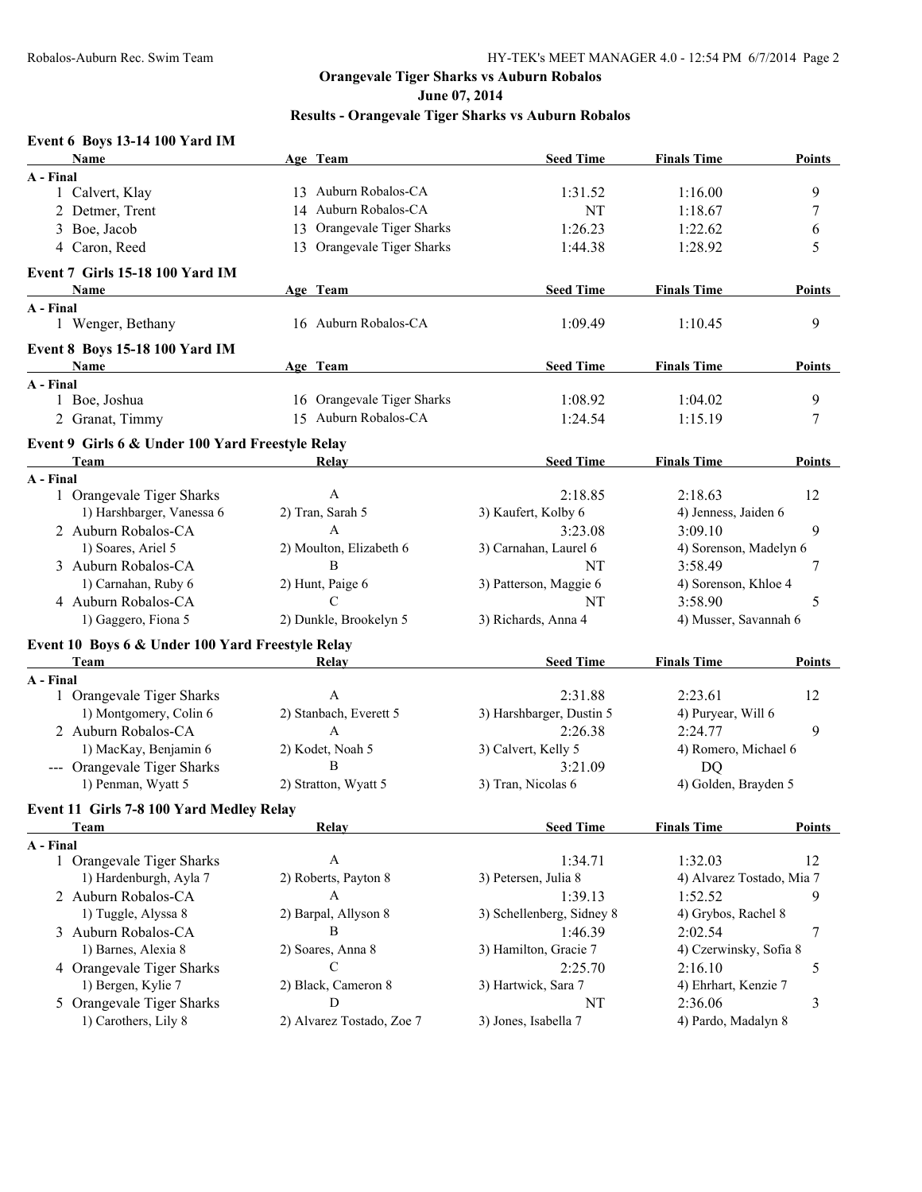## Orangevale Tiger Sharks vs Auburn Robalos

**June 07, 2014**

**Results - Orangevale Tiger Sharks vs Auburn Robalos**

### Event 6 Boys 13-14 100 Yard IM

| Name | Age | Team | Seed Time | Finals Time | Points |
|---|---|---|---|---|---|
| **A - Final** | | | | | |
| 1 Calvert, Klay | 13 | Auburn Robalos-CA | 1:31.52 | 1:16.00 | 9 |
| 2 Detmer, Trent | 14 | Auburn Robalos-CA | NT | 1:18.67 | 7 |
| 3 Boe, Jacob | 13 | Orangevale Tiger Sharks | 1:26.23 | 1:22.62 | 6 |
| 4 Caron, Reed | 13 | Orangevale Tiger Sharks | 1:44.38 | 1:28.92 | 5 |

### Event 7 Girls 15-18 100 Yard IM

| Name | Age | Team | Seed Time | Finals Time | Points |
|---|---|---|---|---|---|
| **A - Final** | | | | | |
| 1 Wenger, Bethany | 16 | Auburn Robalos-CA | 1:09.49 | 1:10.45 | 9 |

### Event 8 Boys 15-18 100 Yard IM

| Name | Age | Team | Seed Time | Finals Time | Points |
|---|---|---|---|---|---|
| **A - Final** | | | | | |
| 1 Boe, Joshua | 16 | Orangevale Tiger Sharks | 1:08.92 | 1:04.02 | 9 |
| 2 Granat, Timmy | 15 | Auburn Robalos-CA | 1:24.54 | 1:15.19 | 7 |

### Event 9 Girls 6 & Under 100 Yard Freestyle Relay

| Team | Relay | Seed Time | Finals Time | Points |
|---|---|---|---|---|
| **A - Final** | | | | |
| 1 Orangevale Tiger Sharks | A | 2:18.85 | 2:18.63 | 12 |
| 1) Harshbarger, Vanessa 6 | 2) Tran, Sarah 5 | 3) Kaufert, Kolby 6 | 4) Jenness, Jaiden 6 | |
| 2 Auburn Robalos-CA | A | 3:23.08 | 3:09.10 | 9 |
| 1) Soares, Ariel 5 | 2) Moulton, Elizabeth 6 | 3) Carnahan, Laurel 6 | 4) Sorenson, Madelyn 6 | |
| 3 Auburn Robalos-CA | B | NT | 3:58.49 | 7 |
| 1) Carnahan, Ruby 6 | 2) Hunt, Paige 6 | 3) Patterson, Maggie 6 | 4) Sorenson, Khloe 4 | |
| 4 Auburn Robalos-CA | C | NT | 3:58.90 | 5 |
| 1) Gaggero, Fiona 5 | 2) Dunkle, Brookelyn 5 | 3) Richards, Anna 4 | 4) Musser, Savannah 6 | |

### Event 10 Boys 6 & Under 100 Yard Freestyle Relay

| Team | Relay | Seed Time | Finals Time | Points |
|---|---|---|---|---|
| **A - Final** | | | | |
| 1 Orangevale Tiger Sharks | A | 2:31.88 | 2:23.61 | 12 |
| 1) Montgomery, Colin 6 | 2) Stanbach, Everett 5 | 3) Harshbarger, Dustin 5 | 4) Puryear, Will 6 | |
| 2 Auburn Robalos-CA | A | 2:26.38 | 2:24.77 | 9 |
| 1) MacKay, Benjamin 6 | 2) Kodet, Noah 5 | 3) Calvert, Kelly 5 | 4) Romero, Michael 6 | |
| --- Orangevale Tiger Sharks | B | 3:21.09 | DQ | |
| 1) Penman, Wyatt 5 | 2) Stratton, Wyatt 5 | 3) Tran, Nicolas 6 | 4) Golden, Brayden 5 | |

### Event 11 Girls 7-8 100 Yard Medley Relay

| Team | Relay | Seed Time | Finals Time | Points |
|---|---|---|---|---|
| **A - Final** | | | | |
| 1 Orangevale Tiger Sharks | A | 1:34.71 | 1:32.03 | 12 |
| 1) Hardenburgh, Ayla 7 | 2) Roberts, Payton 8 | 3) Petersen, Julia 8 | 4) Alvarez Tostado, Mia 7 | |
| 2 Auburn Robalos-CA | A | 1:39.13 | 1:52.52 | 9 |
| 1) Tuggle, Alyssa 8 | 2) Barpal, Allyson 8 | 3) Schellenberg, Sidney 8 | 4) Grybos, Rachel 8 | |
| 3 Auburn Robalos-CA | B | 1:46.39 | 2:02.54 | 7 |
| 1) Barnes, Alexia 8 | 2) Soares, Anna 8 | 3) Hamilton, Gracie 7 | 4) Czerwinsky, Sofia 8 | |
| 4 Orangevale Tiger Sharks | C | 2:25.70 | 2:16.10 | 5 |
| 1) Bergen, Kylie 7 | 2) Black, Cameron 8 | 3) Hartwick, Sara 7 | 4) Ehrhart, Kenzie 7 | |
| 5 Orangevale Tiger Sharks | D | NT | 2:36.06 | 3 |
| 1) Carothers, Lily 8 | 2) Alvarez Tostado, Zoe 7 | 3) Jones, Isabella 7 | 4) Pardo, Madalyn 8 | |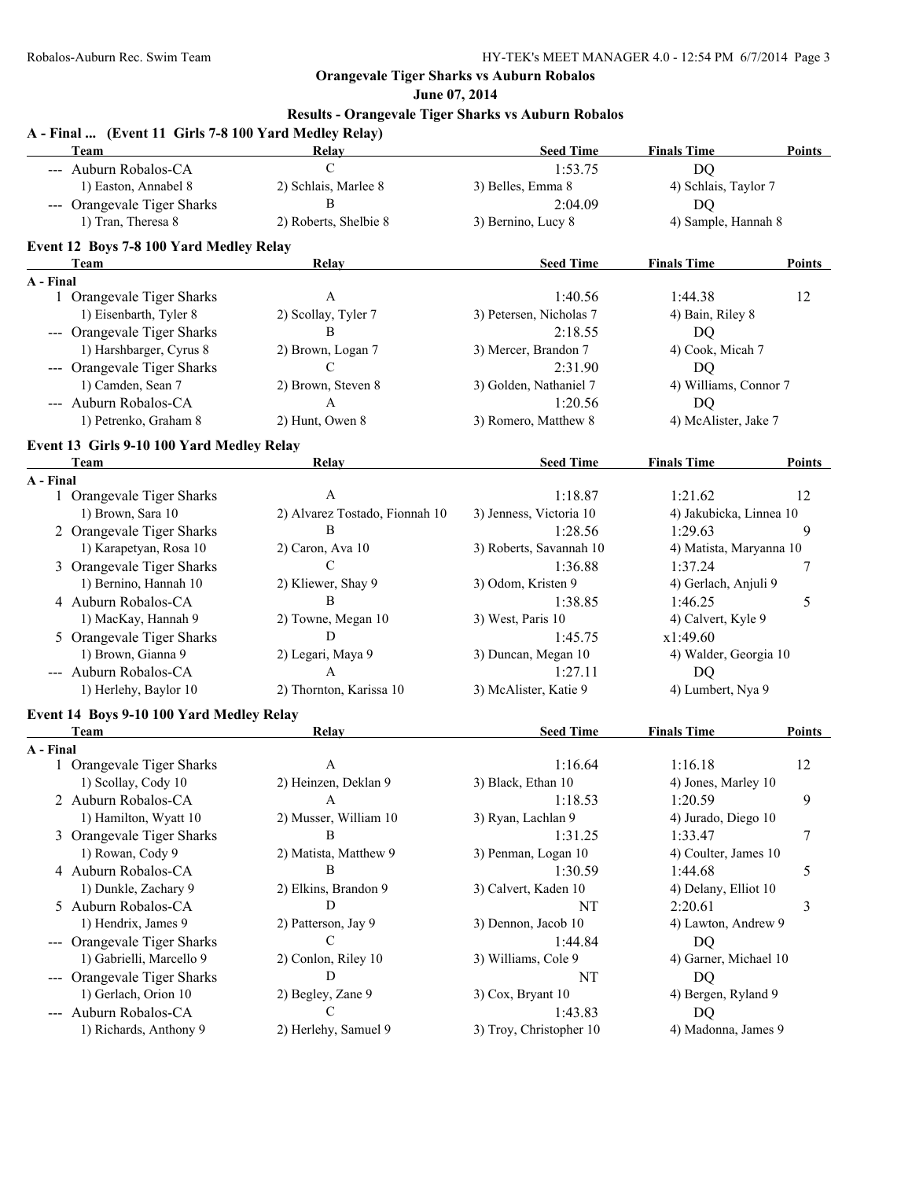**Orangevale Tiger Sharks vs Auburn Robalos**

**June 07, 2014**

**Results - Orangevale Tiger Sharks vs Auburn Robalos**

### A - Final ... (Event 11 Girls 7-8 100 Yard Medley Relay)

| Team | Relay | Seed Time | Finals Time | Points |
|---|---|---|---|---|
| --- Auburn Robalos-CA | C | 1:53.75 | DQ | |
| 1) Easton, Annabel 8 | 2) Schlais, Marlee 8 | 3) Belles, Emma 8 | 4) Schlais, Taylor 7 | |
| --- Orangevale Tiger Sharks | B | 2:04.09 | DQ | |
| 1) Tran, Theresa 8 | 2) Roberts, Shelbie 8 | 3) Bernino, Lucy 8 | 4) Sample, Hannah 8 | |

### Event 12 Boys 7-8 100 Yard Medley Relay

| Team | Relay | Seed Time | Finals Time | Points |
|---|---|---|---|---|
| **A - Final** | | | | |
| 1 Orangevale Tiger Sharks | A | 1:40.56 | 1:44.38 | 12 |
| 1) Eisenbarth, Tyler 8 | 2) Scollay, Tyler 7 | 3) Petersen, Nicholas 7 | 4) Bain, Riley 8 | |
| --- Orangevale Tiger Sharks | B | 2:18.55 | DQ | |
| 1) Harshbarger, Cyrus 8 | 2) Brown, Logan 7 | 3) Mercer, Brandon 7 | 4) Cook, Micah 7 | |
| --- Orangevale Tiger Sharks | C | 2:31.90 | DQ | |
| 1) Camden, Sean 7 | 2) Brown, Steven 8 | 3) Golden, Nathaniel 7 | 4) Williams, Connor 7 | |
| --- Auburn Robalos-CA | A | 1:20.56 | DQ | |
| 1) Petrenko, Graham 8 | 2) Hunt, Owen 8 | 3) Romero, Matthew 8 | 4) McAlister, Jake 7 | |

### Event 13 Girls 9-10 100 Yard Medley Relay

| Team | Relay | Seed Time | Finals Time | Points |
|---|---|---|---|---|
| **A - Final** | | | | |
| 1 Orangevale Tiger Sharks | A | 1:18.87 | 1:21.62 | 12 |
| 1) Brown, Sara 10 | 2) Alvarez Tostado, Fionnah 10 | 3) Jenness, Victoria 10 | 4) Jakubicka, Linnea 10 | |
| 2 Orangevale Tiger Sharks | B | 1:28.56 | 1:29.63 | 9 |
| 1) Karapetyan, Rosa 10 | 2) Caron, Ava 10 | 3) Roberts, Savannah 10 | 4) Matista, Maryanna 10 | |
| 3 Orangevale Tiger Sharks | C | 1:36.88 | 1:37.24 | 7 |
| 1) Bernino, Hannah 10 | 2) Kliewer, Shay 9 | 3) Odom, Kristen 9 | 4) Gerlach, Anjuli 9 | |
| 4 Auburn Robalos-CA | B | 1:38.85 | 1:46.25 | 5 |
| 1) MacKay, Hannah 9 | 2) Towne, Megan 10 | 3) West, Paris 10 | 4) Calvert, Kyle 9 | |
| 5 Orangevale Tiger Sharks | D | 1:45.75 | x1:49.60 | |
| 1) Brown, Gianna 9 | 2) Legari, Maya 9 | 3) Duncan, Megan 10 | 4) Walder, Georgia 10 | |
| --- Auburn Robalos-CA | A | 1:27.11 | DQ | |
| 1) Herlehy, Baylor 10 | 2) Thornton, Karissa 10 | 3) McAlister, Katie 9 | 4) Lumbert, Nya 9 | |

### Event 14 Boys 9-10 100 Yard Medley Relay

| Team | Relay | Seed Time | Finals Time | Points |
|---|---|---|---|---|
| **A - Final** | | | | |
| 1 Orangevale Tiger Sharks | A | 1:16.64 | 1:16.18 | 12 |
| 1) Scollay, Cody 10 | 2) Heinzen, Deklan 9 | 3) Black, Ethan 10 | 4) Jones, Marley 10 | |
| 2 Auburn Robalos-CA | A | 1:18.53 | 1:20.59 | 9 |
| 1) Hamilton, Wyatt 10 | 2) Musser, William 10 | 3) Ryan, Lachlan 9 | 4) Jurado, Diego 10 | |
| 3 Orangevale Tiger Sharks | B | 1:31.25 | 1:33.47 | 7 |
| 1) Rowan, Cody 9 | 2) Matista, Matthew 9 | 3) Penman, Logan 10 | 4) Coulter, James 10 | |
| 4 Auburn Robalos-CA | B | 1:30.59 | 1:44.68 | 5 |
| 1) Dunkle, Zachary 9 | 2) Elkins, Brandon 9 | 3) Calvert, Kaden 10 | 4) Delany, Elliot 10 | |
| 5 Auburn Robalos-CA | D | NT | 2:20.61 | 3 |
| 1) Hendrix, James 9 | 2) Patterson, Jay 9 | 3) Dennon, Jacob 10 | 4) Lawton, Andrew 9 | |
| --- Orangevale Tiger Sharks | C | 1:44.84 | DQ | |
| 1) Gabrielli, Marcello 9 | 2) Conlon, Riley 10 | 3) Williams, Cole 9 | 4) Garner, Michael 10 | |
| --- Orangevale Tiger Sharks | D | NT | DQ | |
| 1) Gerlach, Orion 10 | 2) Begley, Zane 9 | 3) Cox, Bryant 10 | 4) Bergen, Ryland 9 | |
| --- Auburn Robalos-CA | C | 1:43.83 | DQ | |
| 1) Richards, Anthony 9 | 2) Herlehy, Samuel 9 | 3) Troy, Christopher 10 | 4) Madonna, James 9 | |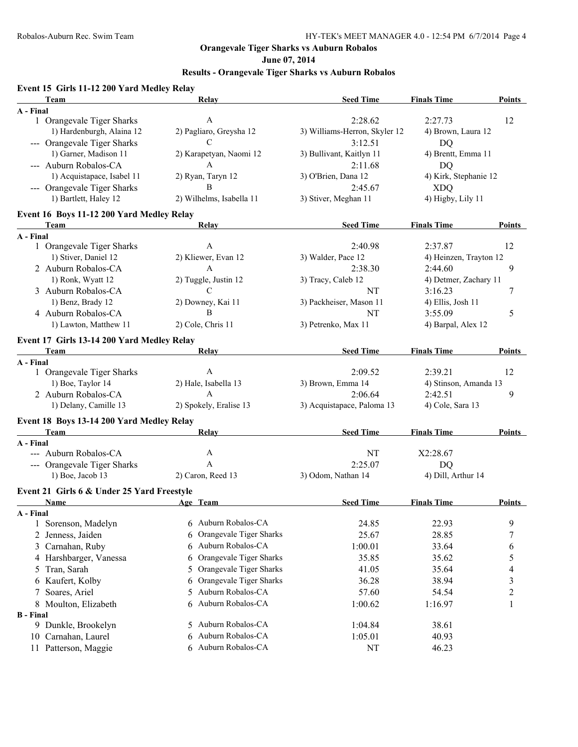## Orangevale Tiger Sharks vs Auburn Robalos

**June 07, 2014**

### Results - Orangevale Tiger Sharks vs Auburn Robalos

#### Event 15 Girls 11-12 200 Yard Medley Relay

| Team | Relay | Seed Time | Finals Time | Points |
|---|---|---|---|---|
| **A - Final** | | | | |
| 1 Orangevale Tiger Sharks | A | 2:28.62 | 2:27.73 | 12 |
| 1) Hardenburgh, Alaina 12 | 2) Pagliaro, Greysha 12 | 3) Williams-Herron, Skyler 12 | 4) Brown, Laura 12 | |
| --- Orangevale Tiger Sharks | C | 3:12.51 | DQ | |
| 1) Garner, Madison 11 | 2) Karapetyan, Naomi 12 | 3) Bullivant, Kaitlyn 11 | 4) Brentt, Emma 11 | |
| --- Auburn Robalos-CA | A | 2:11.68 | DQ | |
| 1) Acquistapace, Isabel 11 | 2) Ryan, Taryn 12 | 3) O'Brien, Dana 12 | 4) Kirk, Stephanie 12 | |
| --- Orangevale Tiger Sharks | B | 2:45.67 | XDQ | |
| 1) Bartlett, Haley 12 | 2) Wilhelms, Isabella 11 | 3) Stiver, Meghan 11 | 4) Higby, Lily 11 | |

#### Event 16 Boys 11-12 200 Yard Medley Relay

| Team | Relay | Seed Time | Finals Time | Points |
|---|---|---|---|---|
| **A - Final** | | | | |
| 1 Orangevale Tiger Sharks | A | 2:40.98 | 2:37.87 | 12 |
| 1) Stiver, Daniel 12 | 2) Kliewer, Evan 12 | 3) Walder, Pace 12 | 4) Heinzen, Trayton 12 | |
| 2 Auburn Robalos-CA | A | 2:38.30 | 2:44.60 | 9 |
| 1) Ronk, Wyatt 12 | 2) Tuggle, Justin 12 | 3) Tracy, Caleb 12 | 4) Detmer, Zachary 11 | |
| 3 Auburn Robalos-CA | C | NT | 3:16.23 | 7 |
| 1) Benz, Brady 12 | 2) Downey, Kai 11 | 3) Packheiser, Mason 11 | 4) Ellis, Josh 11 | |
| 4 Auburn Robalos-CA | B | NT | 3:55.09 | 5 |
| 1) Lawton, Matthew 11 | 2) Cole, Chris 11 | 3) Petrenko, Max 11 | 4) Barpal, Alex 12 | |

#### Event 17 Girls 13-14 200 Yard Medley Relay

| Team | Relay | Seed Time | Finals Time | Points |
|---|---|---|---|---|
| **A - Final** | | | | |
| 1 Orangevale Tiger Sharks | A | 2:09.52 | 2:39.21 | 12 |
| 1) Boe, Taylor 14 | 2) Hale, Isabella 13 | 3) Brown, Emma 14 | 4) Stinson, Amanda 13 | |
| 2 Auburn Robalos-CA | A | 2:06.64 | 2:42.51 | 9 |
| 1) Delany, Camille 13 | 2) Spokely, Eralise 13 | 3) Acquistapace, Paloma 13 | 4) Cole, Sara 13 | |

#### Event 18 Boys 13-14 200 Yard Medley Relay

| Team | Relay | Seed Time | Finals Time | Points |
|---|---|---|---|---|
| **A - Final** | | | | |
| --- Auburn Robalos-CA | A | NT | X2:28.67 | |
| --- Orangevale Tiger Sharks | A | 2:25.07 | DQ | |
| 1) Boe, Jacob 13 | 2) Caron, Reed 13 | 3) Odom, Nathan 14 | 4) Dill, Arthur 14 | |

#### Event 21 Girls 6 & Under 25 Yard Freestyle

| Name | Age | Team | Seed Time | Finals Time | Points |
|---|---|---|---|---|---|
| **A - Final** | | | | | |
| 1 Sorenson, Madelyn | 6 | Auburn Robalos-CA | 24.85 | 22.93 | 9 |
| 2 Jenness, Jaiden | 6 | Orangevale Tiger Sharks | 25.67 | 28.85 | 7 |
| 3 Carnahan, Ruby | 6 | Auburn Robalos-CA | 1:00.01 | 33.64 | 6 |
| 4 Harshbarger, Vanessa | 6 | Orangevale Tiger Sharks | 35.85 | 35.62 | 5 |
| 5 Tran, Sarah | 5 | Orangevale Tiger Sharks | 41.05 | 35.64 | 4 |
| 6 Kaufert, Kolby | 6 | Orangevale Tiger Sharks | 36.28 | 38.94 | 3 |
| 7 Soares, Ariel | 5 | Auburn Robalos-CA | 57.60 | 54.54 | 2 |
| 8 Moulton, Elizabeth | 6 | Auburn Robalos-CA | 1:00.62 | 1:16.97 | 1 |
| **B - Final** | | | | | |
| 9 Dunkle, Brookelyn | 5 | Auburn Robalos-CA | 1:04.84 | 38.61 | |
| 10 Carnahan, Laurel | 6 | Auburn Robalos-CA | 1:05.01 | 40.93 | |
| 11 Patterson, Maggie | 6 | Auburn Robalos-CA | NT | 46.23 | |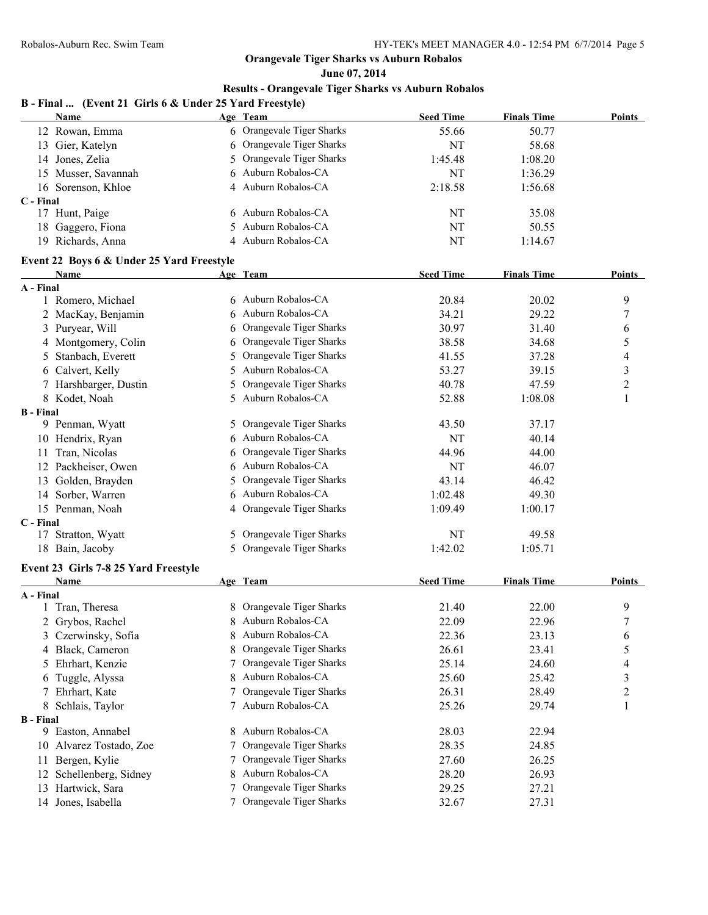## Orangevale Tiger Sharks vs Auburn Robalos

**June 07, 2014**

### Results - Orangevale Tiger Sharks vs Auburn Robalos

#### B - Final ... (Event 21 Girls 6 & Under 25 Yard Freestyle)

| | Name | Age | Team | Seed Time | Finals Time | Points |
|---|---|---|---|---|---|---|
| 12 | Rowan, Emma | 6 | Orangevale Tiger Sharks | 55.66 | 50.77 | |
| 13 | Gier, Katelyn | 6 | Orangevale Tiger Sharks | NT | 58.68 | |
| 14 | Jones, Zelia | 5 | Orangevale Tiger Sharks | 1:45.48 | 1:08.20 | |
| 15 | Musser, Savannah | 6 | Auburn Robalos-CA | NT | 1:36.29 | |
| 16 | Sorenson, Khloe | 4 | Auburn Robalos-CA | 2:18.58 | 1:56.68 | |
| **C - Final** | | | | | | |
| 17 | Hunt, Paige | 6 | Auburn Robalos-CA | NT | 35.08 | |
| 18 | Gaggero, Fiona | 5 | Auburn Robalos-CA | NT | 50.55 | |
| 19 | Richards, Anna | 4 | Auburn Robalos-CA | NT | 1:14.67 | |

#### Event 22 Boys 6 & Under 25 Yard Freestyle

| | Name | Age | Team | Seed Time | Finals Time | Points |
|---|---|---|---|---|---|---|
| **A - Final** | | | | | | |
| 1 | Romero, Michael | 6 | Auburn Robalos-CA | 20.84 | 20.02 | 9 |
| 2 | MacKay, Benjamin | 6 | Auburn Robalos-CA | 34.21 | 29.22 | 7 |
| 3 | Puryear, Will | 6 | Orangevale Tiger Sharks | 30.97 | 31.40 | 6 |
| 4 | Montgomery, Colin | 6 | Orangevale Tiger Sharks | 38.58 | 34.68 | 5 |
| 5 | Stanbach, Everett | 5 | Orangevale Tiger Sharks | 41.55 | 37.28 | 4 |
| 6 | Calvert, Kelly | 5 | Auburn Robalos-CA | 53.27 | 39.15 | 3 |
| 7 | Harshbarger, Dustin | 5 | Orangevale Tiger Sharks | 40.78 | 47.59 | 2 |
| 8 | Kodet, Noah | 5 | Auburn Robalos-CA | 52.88 | 1:08.08 | 1 |
| **B - Final** | | | | | | |
| 9 | Penman, Wyatt | 5 | Orangevale Tiger Sharks | 43.50 | 37.17 | |
| 10 | Hendrix, Ryan | 6 | Auburn Robalos-CA | NT | 40.14 | |
| 11 | Tran, Nicolas | 6 | Orangevale Tiger Sharks | 44.96 | 44.00 | |
| 12 | Packheiser, Owen | 6 | Auburn Robalos-CA | NT | 46.07 | |
| 13 | Golden, Brayden | 5 | Orangevale Tiger Sharks | 43.14 | 46.42 | |
| 14 | Sorber, Warren | 6 | Auburn Robalos-CA | 1:02.48 | 49.30 | |
| 15 | Penman, Noah | 4 | Orangevale Tiger Sharks | 1:09.49 | 1:00.17 | |
| **C - Final** | | | | | | |
| 17 | Stratton, Wyatt | 5 | Orangevale Tiger Sharks | NT | 49.58 | |
| 18 | Bain, Jacoby | 5 | Orangevale Tiger Sharks | 1:42.02 | 1:05.71 | |

#### Event 23 Girls 7-8 25 Yard Freestyle

| | Name | Age | Team | Seed Time | Finals Time | Points |
|---|---|---|---|---|---|---|
| **A - Final** | | | | | | |
| 1 | Tran, Theresa | 8 | Orangevale Tiger Sharks | 21.40 | 22.00 | 9 |
| 2 | Grybos, Rachel | 8 | Auburn Robalos-CA | 22.09 | 22.96 | 7 |
| 3 | Czerwinsky, Sofia | 8 | Auburn Robalos-CA | 22.36 | 23.13 | 6 |
| 4 | Black, Cameron | 8 | Orangevale Tiger Sharks | 26.61 | 23.41 | 5 |
| 5 | Ehrhart, Kenzie | 7 | Orangevale Tiger Sharks | 25.14 | 24.60 | 4 |
| 6 | Tuggle, Alyssa | 8 | Auburn Robalos-CA | 25.60 | 25.42 | 3 |
| 7 | Ehrhart, Kate | 7 | Orangevale Tiger Sharks | 26.31 | 28.49 | 2 |
| 8 | Schlais, Taylor | 7 | Auburn Robalos-CA | 25.26 | 29.74 | 1 |
| **B - Final** | | | | | | |
| 9 | Easton, Annabel | 8 | Auburn Robalos-CA | 28.03 | 22.94 | |
| 10 | Alvarez Tostado, Zoe | 7 | Orangevale Tiger Sharks | 28.35 | 24.85 | |
| 11 | Bergen, Kylie | 7 | Orangevale Tiger Sharks | 27.60 | 26.25 | |
| 12 | Schellenberg, Sidney | 8 | Auburn Robalos-CA | 28.20 | 26.93 | |
| 13 | Hartwick, Sara | 7 | Orangevale Tiger Sharks | 29.25 | 27.21 | |
| 14 | Jones, Isabella | 7 | Orangevale Tiger Sharks | 32.67 | 27.31 | |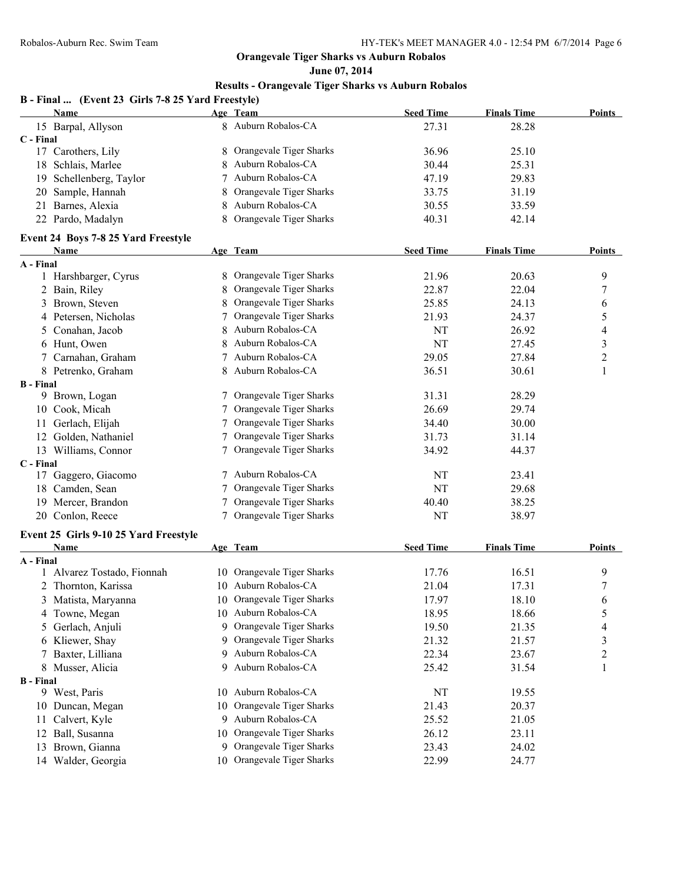## Orangevale Tiger Sharks vs Auburn Robalos

**June 07, 2014**

### Results - Orangevale Tiger Sharks vs Auburn Robalos

**B - Final ... (Event 23 Girls 7-8 25 Yard Freestyle)**

| Name | Age | Team | Seed Time | Finals Time | Points |
|---|---|---|---|---|---|
| 15 Barpal, Allyson | 8 | Auburn Robalos-CA | 27.31 | 28.28 | |
| **C - Final** | | | | | |
| 17 Carothers, Lily | 8 | Orangevale Tiger Sharks | 36.96 | 25.10 | |
| 18 Schlais, Marlee | 8 | Auburn Robalos-CA | 30.44 | 25.31 | |
| 19 Schellenberg, Taylor | 7 | Auburn Robalos-CA | 47.19 | 29.83 | |
| 20 Sample, Hannah | 8 | Orangevale Tiger Sharks | 33.75 | 31.19 | |
| 21 Barnes, Alexia | 8 | Auburn Robalos-CA | 30.55 | 33.59 | |
| 22 Pardo, Madalyn | 8 | Orangevale Tiger Sharks | 40.31 | 42.14 | |

### Event 24 Boys 7-8 25 Yard Freestyle

| Name | Age | Team | Seed Time | Finals Time | Points |
|---|---|---|---|---|---|
| **A - Final** | | | | | |
| 1 Harshbarger, Cyrus | 8 | Orangevale Tiger Sharks | 21.96 | 20.63 | 9 |
| 2 Bain, Riley | 8 | Orangevale Tiger Sharks | 22.87 | 22.04 | 7 |
| 3 Brown, Steven | 8 | Orangevale Tiger Sharks | 25.85 | 24.13 | 6 |
| 4 Petersen, Nicholas | 7 | Orangevale Tiger Sharks | 21.93 | 24.37 | 5 |
| 5 Conahan, Jacob | 8 | Auburn Robalos-CA | NT | 26.92 | 4 |
| 6 Hunt, Owen | 8 | Auburn Robalos-CA | NT | 27.45 | 3 |
| 7 Carnahan, Graham | 7 | Auburn Robalos-CA | 29.05 | 27.84 | 2 |
| 8 Petrenko, Graham | 8 | Auburn Robalos-CA | 36.51 | 30.61 | 1 |
| **B - Final** | | | | | |
| 9 Brown, Logan | 7 | Orangevale Tiger Sharks | 31.31 | 28.29 | |
| 10 Cook, Micah | 7 | Orangevale Tiger Sharks | 26.69 | 29.74 | |
| 11 Gerlach, Elijah | 7 | Orangevale Tiger Sharks | 34.40 | 30.00 | |
| 12 Golden, Nathaniel | 7 | Orangevale Tiger Sharks | 31.73 | 31.14 | |
| 13 Williams, Connor | 7 | Orangevale Tiger Sharks | 34.92 | 44.37 | |
| **C - Final** | | | | | |
| 17 Gaggero, Giacomo | 7 | Auburn Robalos-CA | NT | 23.41 | |
| 18 Camden, Sean | 7 | Orangevale Tiger Sharks | NT | 29.68 | |
| 19 Mercer, Brandon | 7 | Orangevale Tiger Sharks | 40.40 | 38.25 | |
| 20 Conlon, Reece | 7 | Orangevale Tiger Sharks | NT | 38.97 | |

### Event 25 Girls 9-10 25 Yard Freestyle

| Name | Age | Team | Seed Time | Finals Time | Points |
|---|---|---|---|---|---|
| **A - Final** | | | | | |
| 1 Alvarez Tostado, Fionnah | 10 | Orangevale Tiger Sharks | 17.76 | 16.51 | 9 |
| 2 Thornton, Karissa | 10 | Auburn Robalos-CA | 21.04 | 17.31 | 7 |
| 3 Matista, Maryanna | 10 | Orangevale Tiger Sharks | 17.97 | 18.10 | 6 |
| 4 Towne, Megan | 10 | Auburn Robalos-CA | 18.95 | 18.66 | 5 |
| 5 Gerlach, Anjuli | 9 | Orangevale Tiger Sharks | 19.50 | 21.35 | 4 |
| 6 Kliewer, Shay | 9 | Orangevale Tiger Sharks | 21.32 | 21.57 | 3 |
| 7 Baxter, Lilliana | 9 | Auburn Robalos-CA | 22.34 | 23.67 | 2 |
| 8 Musser, Alicia | 9 | Auburn Robalos-CA | 25.42 | 31.54 | 1 |
| **B - Final** | | | | | |
| 9 West, Paris | 10 | Auburn Robalos-CA | NT | 19.55 | |
| 10 Duncan, Megan | 10 | Orangevale Tiger Sharks | 21.43 | 20.37 | |
| 11 Calvert, Kyle | 9 | Auburn Robalos-CA | 25.52 | 21.05 | |
| 12 Ball, Susanna | 10 | Orangevale Tiger Sharks | 26.12 | 23.11 | |
| 13 Brown, Gianna | 9 | Orangevale Tiger Sharks | 23.43 | 24.02 | |
| 14 Walder, Georgia | 10 | Orangevale Tiger Sharks | 22.99 | 24.77 | |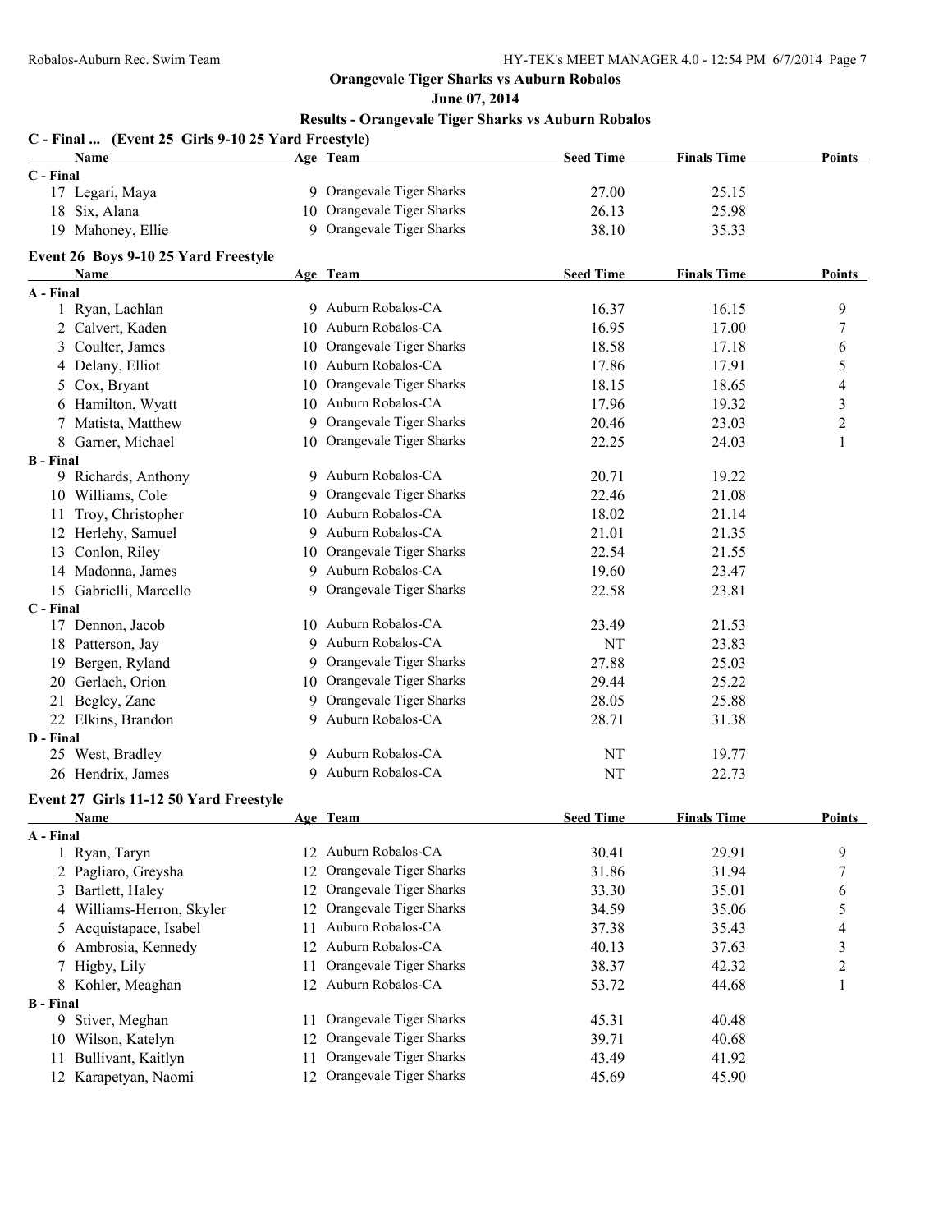## Orangevale Tiger Sharks vs Auburn Robalos

**June 07, 2014**

### Results - Orangevale Tiger Sharks vs Auburn Robalos

#### C - Final ... (Event 25 Girls 9-10 25 Yard Freestyle)

| Name | Age | Team | Seed Time | Finals Time | Points |
|---|---|---|---|---|---|
| **C - Final** | | | | | |
| 17 Legari, Maya | 9 | Orangevale Tiger Sharks | 27.00 | 25.15 | |
| 18 Six, Alana | 10 | Orangevale Tiger Sharks | 26.13 | 25.98 | |
| 19 Mahoney, Ellie | 9 | Orangevale Tiger Sharks | 38.10 | 35.33 | |

#### Event 26 Boys 9-10 25 Yard Freestyle

| Name | Age | Team | Seed Time | Finals Time | Points |
|---|---|---|---|---|---|
| **A - Final** | | | | | |
| 1 Ryan, Lachlan | 9 | Auburn Robalos-CA | 16.37 | 16.15 | 9 |
| 2 Calvert, Kaden | 10 | Auburn Robalos-CA | 16.95 | 17.00 | 7 |
| 3 Coulter, James | 10 | Orangevale Tiger Sharks | 18.58 | 17.18 | 6 |
| 4 Delany, Elliot | 10 | Auburn Robalos-CA | 17.86 | 17.91 | 5 |
| 5 Cox, Bryant | 10 | Orangevale Tiger Sharks | 18.15 | 18.65 | 4 |
| 6 Hamilton, Wyatt | 10 | Auburn Robalos-CA | 17.96 | 19.32 | 3 |
| 7 Matista, Matthew | 9 | Orangevale Tiger Sharks | 20.46 | 23.03 | 2 |
| 8 Garner, Michael | 10 | Orangevale Tiger Sharks | 22.25 | 24.03 | 1 |
| **B - Final** | | | | | |
| 9 Richards, Anthony | 9 | Auburn Robalos-CA | 20.71 | 19.22 | |
| 10 Williams, Cole | 9 | Orangevale Tiger Sharks | 22.46 | 21.08 | |
| 11 Troy, Christopher | 10 | Auburn Robalos-CA | 18.02 | 21.14 | |
| 12 Herlehy, Samuel | 9 | Auburn Robalos-CA | 21.01 | 21.35 | |
| 13 Conlon, Riley | 10 | Orangevale Tiger Sharks | 22.54 | 21.55 | |
| 14 Madonna, James | 9 | Auburn Robalos-CA | 19.60 | 23.47 | |
| 15 Gabrielli, Marcello | 9 | Orangevale Tiger Sharks | 22.58 | 23.81 | |
| **C - Final** | | | | | |
| 17 Dennon, Jacob | 10 | Auburn Robalos-CA | 23.49 | 21.53 | |
| 18 Patterson, Jay | 9 | Auburn Robalos-CA | NT | 23.83 | |
| 19 Bergen, Ryland | 9 | Orangevale Tiger Sharks | 27.88 | 25.03 | |
| 20 Gerlach, Orion | 10 | Orangevale Tiger Sharks | 29.44 | 25.22 | |
| 21 Begley, Zane | 9 | Orangevale Tiger Sharks | 28.05 | 25.88 | |
| 22 Elkins, Brandon | 9 | Auburn Robalos-CA | 28.71 | 31.38 | |
| **D - Final** | | | | | |
| 25 West, Bradley | 9 | Auburn Robalos-CA | NT | 19.77 | |
| 26 Hendrix, James | 9 | Auburn Robalos-CA | NT | 22.73 | |

#### Event 27 Girls 11-12 50 Yard Freestyle

| Name | Age | Team | Seed Time | Finals Time | Points |
|---|---|---|---|---|---|
| **A - Final** | | | | | |
| 1 Ryan, Taryn | 12 | Auburn Robalos-CA | 30.41 | 29.91 | 9 |
| 2 Pagliaro, Greysha | 12 | Orangevale Tiger Sharks | 31.86 | 31.94 | 7 |
| 3 Bartlett, Haley | 12 | Orangevale Tiger Sharks | 33.30 | 35.01 | 6 |
| 4 Williams-Herron, Skyler | 12 | Orangevale Tiger Sharks | 34.59 | 35.06 | 5 |
| 5 Acquistapace, Isabel | 11 | Auburn Robalos-CA | 37.38 | 35.43 | 4 |
| 6 Ambrosia, Kennedy | 12 | Auburn Robalos-CA | 40.13 | 37.63 | 3 |
| 7 Higby, Lily | 11 | Orangevale Tiger Sharks | 38.37 | 42.32 | 2 |
| 8 Kohler, Meaghan | 12 | Auburn Robalos-CA | 53.72 | 44.68 | 1 |
| **B - Final** | | | | | |
| 9 Stiver, Meghan | 11 | Orangevale Tiger Sharks | 45.31 | 40.48 | |
| 10 Wilson, Katelyn | 12 | Orangevale Tiger Sharks | 39.71 | 40.68 | |
| 11 Bullivant, Kaitlyn | 11 | Orangevale Tiger Sharks | 43.49 | 41.92 | |
| 12 Karapetyan, Naomi | 12 | Orangevale Tiger Sharks | 45.69 | 45.90 | |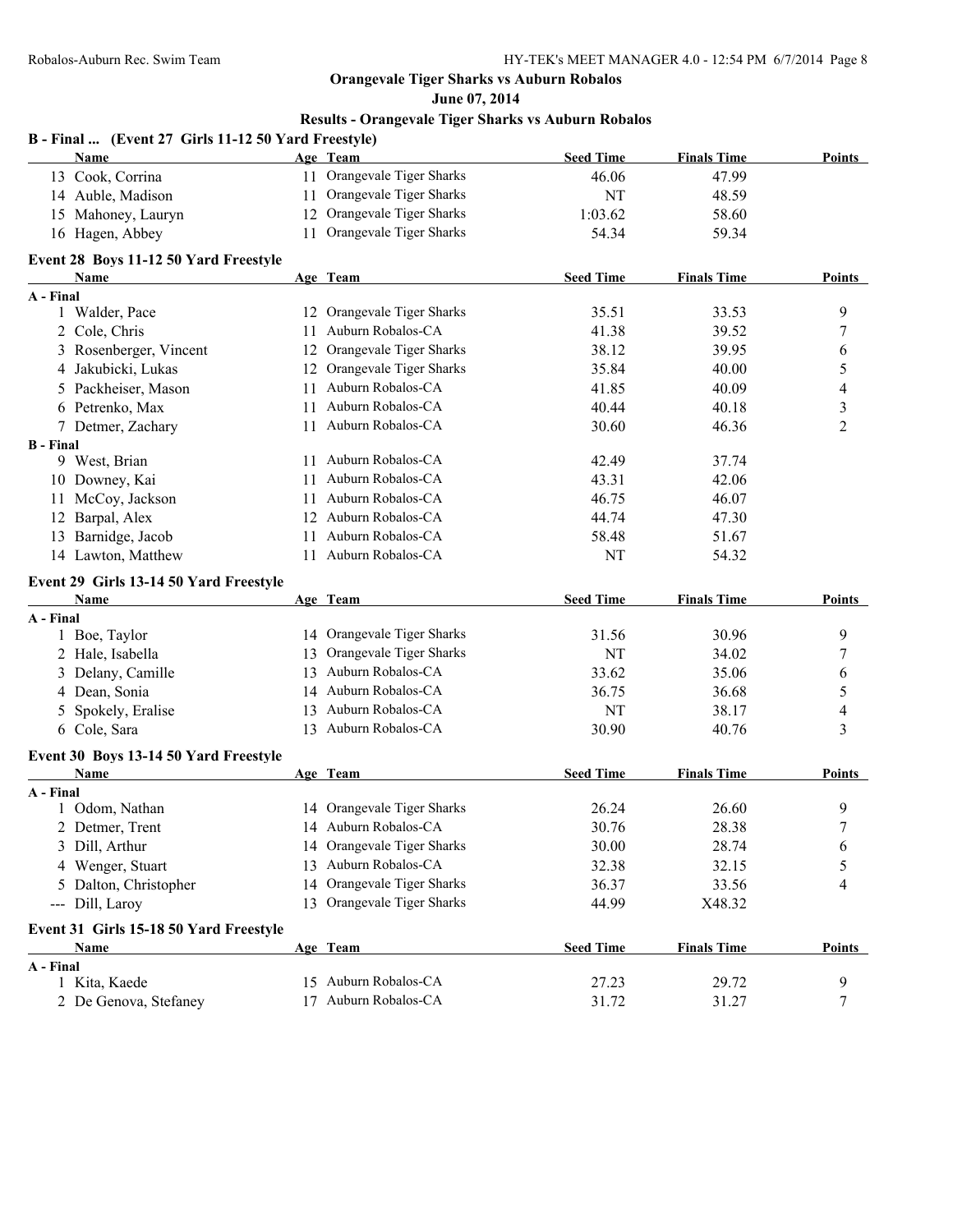## Orangevale Tiger Sharks vs Auburn Robalos

**June 07, 2014**

**Results - Orangevale Tiger Sharks vs Auburn Robalos**

### B - Final ... (Event 27 Girls 11-12 50 Yard Freestyle)

| | Name | Age | Team | Seed Time | Finals Time | Points |
|---|---|---|---|---|---|---|
| 13 | Cook, Corrina | 11 | Orangevale Tiger Sharks | 46.06 | 47.99 | |
| 14 | Auble, Madison | 11 | Orangevale Tiger Sharks | NT | 48.59 | |
| 15 | Mahoney, Lauryn | 12 | Orangevale Tiger Sharks | 1:03.62 | 58.60 | |
| 16 | Hagen, Abbey | 11 | Orangevale Tiger Sharks | 54.34 | 59.34 | |

### Event 28 Boys 11-12 50 Yard Freestyle

| | Name | Age | Team | Seed Time | Finals Time | Points |
|---|---|---|---|---|---|---|
| **A - Final** | | | | | | |
| 1 | Walder, Pace | 12 | Orangevale Tiger Sharks | 35.51 | 33.53 | 9 |
| 2 | Cole, Chris | 11 | Auburn Robalos-CA | 41.38 | 39.52 | 7 |
| 3 | Rosenberger, Vincent | 12 | Orangevale Tiger Sharks | 38.12 | 39.95 | 6 |
| 4 | Jakubicki, Lukas | 12 | Orangevale Tiger Sharks | 35.84 | 40.00 | 5 |
| 5 | Packheiser, Mason | 11 | Auburn Robalos-CA | 41.85 | 40.09 | 4 |
| 6 | Petrenko, Max | 11 | Auburn Robalos-CA | 40.44 | 40.18 | 3 |
| 7 | Detmer, Zachary | 11 | Auburn Robalos-CA | 30.60 | 46.36 | 2 |
| **B - Final** | | | | | | |
| 9 | West, Brian | 11 | Auburn Robalos-CA | 42.49 | 37.74 | |
| 10 | Downey, Kai | 11 | Auburn Robalos-CA | 43.31 | 42.06 | |
| 11 | McCoy, Jackson | 11 | Auburn Robalos-CA | 46.75 | 46.07 | |
| 12 | Barpal, Alex | 12 | Auburn Robalos-CA | 44.74 | 47.30 | |
| 13 | Barnidge, Jacob | 11 | Auburn Robalos-CA | 58.48 | 51.67 | |
| 14 | Lawton, Matthew | 11 | Auburn Robalos-CA | NT | 54.32 | |

### Event 29 Girls 13-14 50 Yard Freestyle

| | Name | Age | Team | Seed Time | Finals Time | Points |
|---|---|---|---|---|---|---|
| **A - Final** | | | | | | |
| 1 | Boe, Taylor | 14 | Orangevale Tiger Sharks | 31.56 | 30.96 | 9 |
| 2 | Hale, Isabella | 13 | Orangevale Tiger Sharks | NT | 34.02 | 7 |
| 3 | Delany, Camille | 13 | Auburn Robalos-CA | 33.62 | 35.06 | 6 |
| 4 | Dean, Sonia | 14 | Auburn Robalos-CA | 36.75 | 36.68 | 5 |
| 5 | Spokely, Eralise | 13 | Auburn Robalos-CA | NT | 38.17 | 4 |
| 6 | Cole, Sara | 13 | Auburn Robalos-CA | 30.90 | 40.76 | 3 |

### Event 30 Boys 13-14 50 Yard Freestyle

| | Name | Age | Team | Seed Time | Finals Time | Points |
|---|---|---|---|---|---|---|
| **A - Final** | | | | | | |
| 1 | Odom, Nathan | 14 | Orangevale Tiger Sharks | 26.24 | 26.60 | 9 |
| 2 | Detmer, Trent | 14 | Auburn Robalos-CA | 30.76 | 28.38 | 7 |
| 3 | Dill, Arthur | 14 | Orangevale Tiger Sharks | 30.00 | 28.74 | 6 |
| 4 | Wenger, Stuart | 13 | Auburn Robalos-CA | 32.38 | 32.15 | 5 |
| 5 | Dalton, Christopher | 14 | Orangevale Tiger Sharks | 36.37 | 33.56 | 4 |
| --- | Dill, Laroy | 13 | Orangevale Tiger Sharks | 44.99 | X48.32 | |

### Event 31 Girls 15-18 50 Yard Freestyle

| | Name | Age | Team | Seed Time | Finals Time | Points |
|---|---|---|---|---|---|---|
| **A - Final** | | | | | | |
| 1 | Kita, Kaede | 15 | Auburn Robalos-CA | 27.23 | 29.72 | 9 |
| 2 | De Genova, Stefaney | 17 | Auburn Robalos-CA | 31.72 | 31.27 | 7 |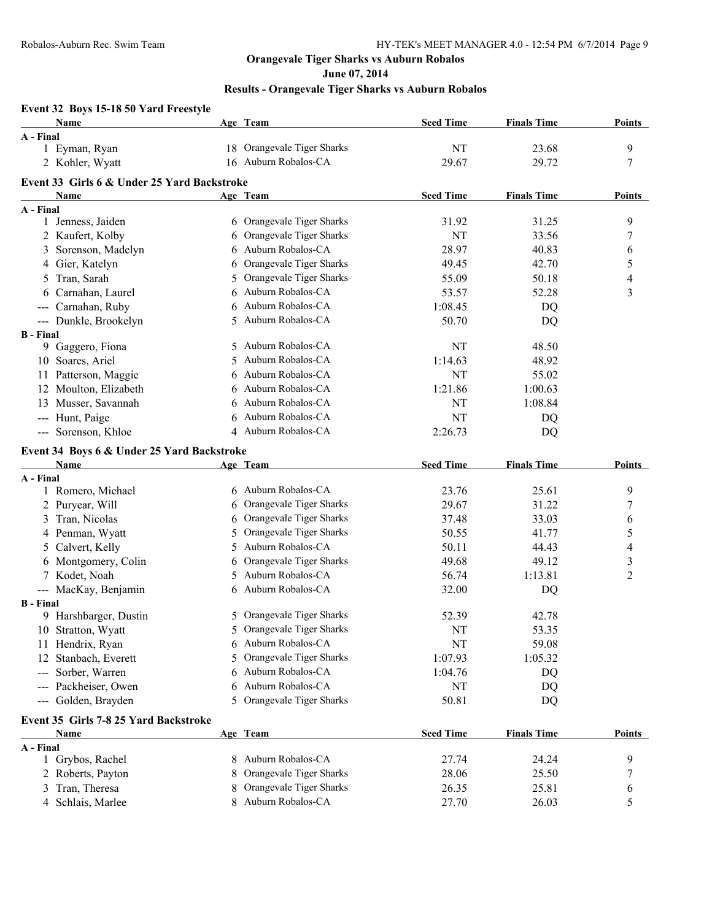# Orangevale Tiger Sharks vs Auburn Robalos

**June 07, 2014**

## Results - Orangevale Tiger Sharks vs Auburn Robalos

### Event 32 Boys 15-18 50 Yard Freestyle

| Name | Age | Team | Seed Time | Finals Time | Points |
|---|---|---|---|---|---|
| **A - Final** | | | | | |
| 1 Eyman, Ryan | 18 | Orangevale Tiger Sharks | NT | 23.68 | 9 |
| 2 Kohler, Wyatt | 16 | Auburn Robalos-CA | 29.67 | 29.72 | 7 |

### Event 33 Girls 6 & Under 25 Yard Backstroke

| Name | Age | Team | Seed Time | Finals Time | Points |
|---|---|---|---|---|---|
| **A - Final** | | | | | |
| 1 Jenness, Jaiden | 6 | Orangevale Tiger Sharks | 31.92 | 31.25 | 9 |
| 2 Kaufert, Kolby | 6 | Orangevale Tiger Sharks | NT | 33.56 | 7 |
| 3 Sorenson, Madelyn | 6 | Auburn Robalos-CA | 28.97 | 40.83 | 6 |
| 4 Gier, Katelyn | 6 | Orangevale Tiger Sharks | 49.45 | 42.70 | 5 |
| 5 Tran, Sarah | 5 | Orangevale Tiger Sharks | 55.09 | 50.18 | 4 |
| 6 Carnahan, Laurel | 6 | Auburn Robalos-CA | 53.57 | 52.28 | 3 |
| --- Carnahan, Ruby | 6 | Auburn Robalos-CA | 1:08.45 | DQ | |
| --- Dunkle, Brookelyn | 5 | Auburn Robalos-CA | 50.70 | DQ | |
| **B - Final** | | | | | |
| 9 Gaggero, Fiona | 5 | Auburn Robalos-CA | NT | 48.50 | |
| 10 Soares, Ariel | 5 | Auburn Robalos-CA | 1:14.63 | 48.92 | |
| 11 Patterson, Maggie | 6 | Auburn Robalos-CA | NT | 55.02 | |
| 12 Moulton, Elizabeth | 6 | Auburn Robalos-CA | 1:21.86 | 1:00.63 | |
| 13 Musser, Savannah | 6 | Auburn Robalos-CA | NT | 1:08.84 | |
| --- Hunt, Paige | 6 | Auburn Robalos-CA | NT | DQ | |
| --- Sorenson, Khloe | 4 | Auburn Robalos-CA | 2:26.73 | DQ | |

### Event 34 Boys 6 & Under 25 Yard Backstroke

| Name | Age | Team | Seed Time | Finals Time | Points |
|---|---|---|---|---|---|
| **A - Final** | | | | | |
| 1 Romero, Michael | 6 | Auburn Robalos-CA | 23.76 | 25.61 | 9 |
| 2 Puryear, Will | 6 | Orangevale Tiger Sharks | 29.67 | 31.22 | 7 |
| 3 Tran, Nicolas | 6 | Orangevale Tiger Sharks | 37.48 | 33.03 | 6 |
| 4 Penman, Wyatt | 5 | Orangevale Tiger Sharks | 50.55 | 41.77 | 5 |
| 5 Calvert, Kelly | 5 | Auburn Robalos-CA | 50.11 | 44.43 | 4 |
| 6 Montgomery, Colin | 6 | Orangevale Tiger Sharks | 49.68 | 49.12 | 3 |
| 7 Kodet, Noah | 5 | Auburn Robalos-CA | 56.74 | 1:13.81 | 2 |
| --- MacKay, Benjamin | 6 | Auburn Robalos-CA | 32.00 | DQ | |
| **B - Final** | | | | | |
| 9 Harshbarger, Dustin | 5 | Orangevale Tiger Sharks | 52.39 | 42.78 | |
| 10 Stratton, Wyatt | 5 | Orangevale Tiger Sharks | NT | 53.35 | |
| 11 Hendrix, Ryan | 6 | Auburn Robalos-CA | NT | 59.08 | |
| 12 Stanbach, Everett | 5 | Orangevale Tiger Sharks | 1:07.93 | 1:05.32 | |
| --- Sorber, Warren | 6 | Auburn Robalos-CA | 1:04.76 | DQ | |
| --- Packheiser, Owen | 6 | Auburn Robalos-CA | NT | DQ | |
| --- Golden, Brayden | 5 | Orangevale Tiger Sharks | 50.81 | DQ | |

### Event 35 Girls 7-8 25 Yard Backstroke

| Name | Age | Team | Seed Time | Finals Time | Points |
|---|---|---|---|---|---|
| **A - Final** | | | | | |
| 1 Grybos, Rachel | 8 | Auburn Robalos-CA | 27.74 | 24.24 | 9 |
| 2 Roberts, Payton | 8 | Orangevale Tiger Sharks | 28.06 | 25.50 | 7 |
| 3 Tran, Theresa | 8 | Orangevale Tiger Sharks | 26.35 | 25.81 | 6 |
| 4 Schlais, Marlee | 8 | Auburn Robalos-CA | 27.70 | 26.03 | 5 |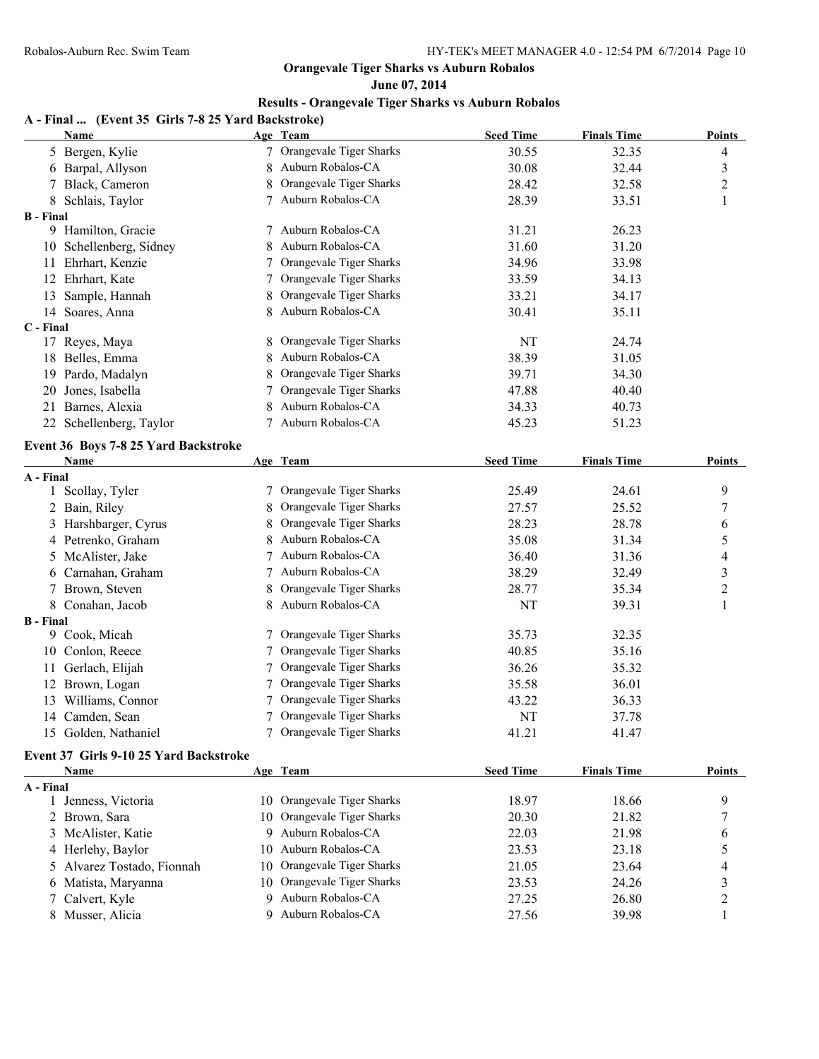**Orangevale Tiger Sharks vs Auburn Robalos**

**June 07, 2014**

**Results - Orangevale Tiger Sharks vs Auburn Robalos**

**A - Final ... (Event 35 Girls 7-8 25 Yard Backstroke)**

| Name | Age | Team | Seed Time | Finals Time | Points |
|---|---|---|---|---|---|
| 5 Bergen, Kylie | 7 | Orangevale Tiger Sharks | 30.55 | 32.35 | 4 |
| 6 Barpal, Allyson | 8 | Auburn Robalos-CA | 30.08 | 32.44 | 3 |
| 7 Black, Cameron | 8 | Orangevale Tiger Sharks | 28.42 | 32.58 | 2 |
| 8 Schlais, Taylor | 7 | Auburn Robalos-CA | 28.39 | 33.51 | 1 |
| **B - Final** | | | | | |
| 9 Hamilton, Gracie | 7 | Auburn Robalos-CA | 31.21 | 26.23 | |
| 10 Schellenberg, Sidney | 8 | Auburn Robalos-CA | 31.60 | 31.20 | |
| 11 Ehrhart, Kenzie | 7 | Orangevale Tiger Sharks | 34.96 | 33.98 | |
| 12 Ehrhart, Kate | 7 | Orangevale Tiger Sharks | 33.59 | 34.13 | |
| 13 Sample, Hannah | 8 | Orangevale Tiger Sharks | 33.21 | 34.17 | |
| 14 Soares, Anna | 8 | Auburn Robalos-CA | 30.41 | 35.11 | |
| **C - Final** | | | | | |
| 17 Reyes, Maya | 8 | Orangevale Tiger Sharks | NT | 24.74 | |
| 18 Belles, Emma | 8 | Auburn Robalos-CA | 38.39 | 31.05 | |
| 19 Pardo, Madalyn | 8 | Orangevale Tiger Sharks | 39.71 | 34.30 | |
| 20 Jones, Isabella | 7 | Orangevale Tiger Sharks | 47.88 | 40.40 | |
| 21 Barnes, Alexia | 8 | Auburn Robalos-CA | 34.33 | 40.73 | |
| 22 Schellenberg, Taylor | 7 | Auburn Robalos-CA | 45.23 | 51.23 | |

**Event 36 Boys 7-8 25 Yard Backstroke**

| Name | Age | Team | Seed Time | Finals Time | Points |
|---|---|---|---|---|---|
| **A - Final** | | | | | |
| 1 Scollay, Tyler | 7 | Orangevale Tiger Sharks | 25.49 | 24.61 | 9 |
| 2 Bain, Riley | 8 | Orangevale Tiger Sharks | 27.57 | 25.52 | 7 |
| 3 Harshbarger, Cyrus | 8 | Orangevale Tiger Sharks | 28.23 | 28.78 | 6 |
| 4 Petrenko, Graham | 8 | Auburn Robalos-CA | 35.08 | 31.34 | 5 |
| 5 McAlister, Jake | 7 | Auburn Robalos-CA | 36.40 | 31.36 | 4 |
| 6 Carnahan, Graham | 7 | Auburn Robalos-CA | 38.29 | 32.49 | 3 |
| 7 Brown, Steven | 8 | Orangevale Tiger Sharks | 28.77 | 35.34 | 2 |
| 8 Conahan, Jacob | 8 | Auburn Robalos-CA | NT | 39.31 | 1 |
| **B - Final** | | | | | |
| 9 Cook, Micah | 7 | Orangevale Tiger Sharks | 35.73 | 32.35 | |
| 10 Conlon, Reece | 7 | Orangevale Tiger Sharks | 40.85 | 35.16 | |
| 11 Gerlach, Elijah | 7 | Orangevale Tiger Sharks | 36.26 | 35.32 | |
| 12 Brown, Logan | 7 | Orangevale Tiger Sharks | 35.58 | 36.01 | |
| 13 Williams, Connor | 7 | Orangevale Tiger Sharks | 43.22 | 36.33 | |
| 14 Camden, Sean | 7 | Orangevale Tiger Sharks | NT | 37.78 | |
| 15 Golden, Nathaniel | 7 | Orangevale Tiger Sharks | 41.21 | 41.47 | |

**Event 37 Girls 9-10 25 Yard Backstroke**

| Name | Age | Team | Seed Time | Finals Time | Points |
|---|---|---|---|---|---|
| **A - Final** | | | | | |
| 1 Jenness, Victoria | 10 | Orangevale Tiger Sharks | 18.97 | 18.66 | 9 |
| 2 Brown, Sara | 10 | Orangevale Tiger Sharks | 20.30 | 21.82 | 7 |
| 3 McAlister, Katie | 9 | Auburn Robalos-CA | 22.03 | 21.98 | 6 |
| 4 Herlehy, Baylor | 10 | Auburn Robalos-CA | 23.53 | 23.18 | 5 |
| 5 Alvarez Tostado, Fionnah | 10 | Orangevale Tiger Sharks | 21.05 | 23.64 | 4 |
| 6 Matista, Maryanna | 10 | Orangevale Tiger Sharks | 23.53 | 24.26 | 3 |
| 7 Calvert, Kyle | 9 | Auburn Robalos-CA | 27.25 | 26.80 | 2 |
| 8 Musser, Alicia | 9 | Auburn Robalos-CA | 27.56 | 39.98 | 1 |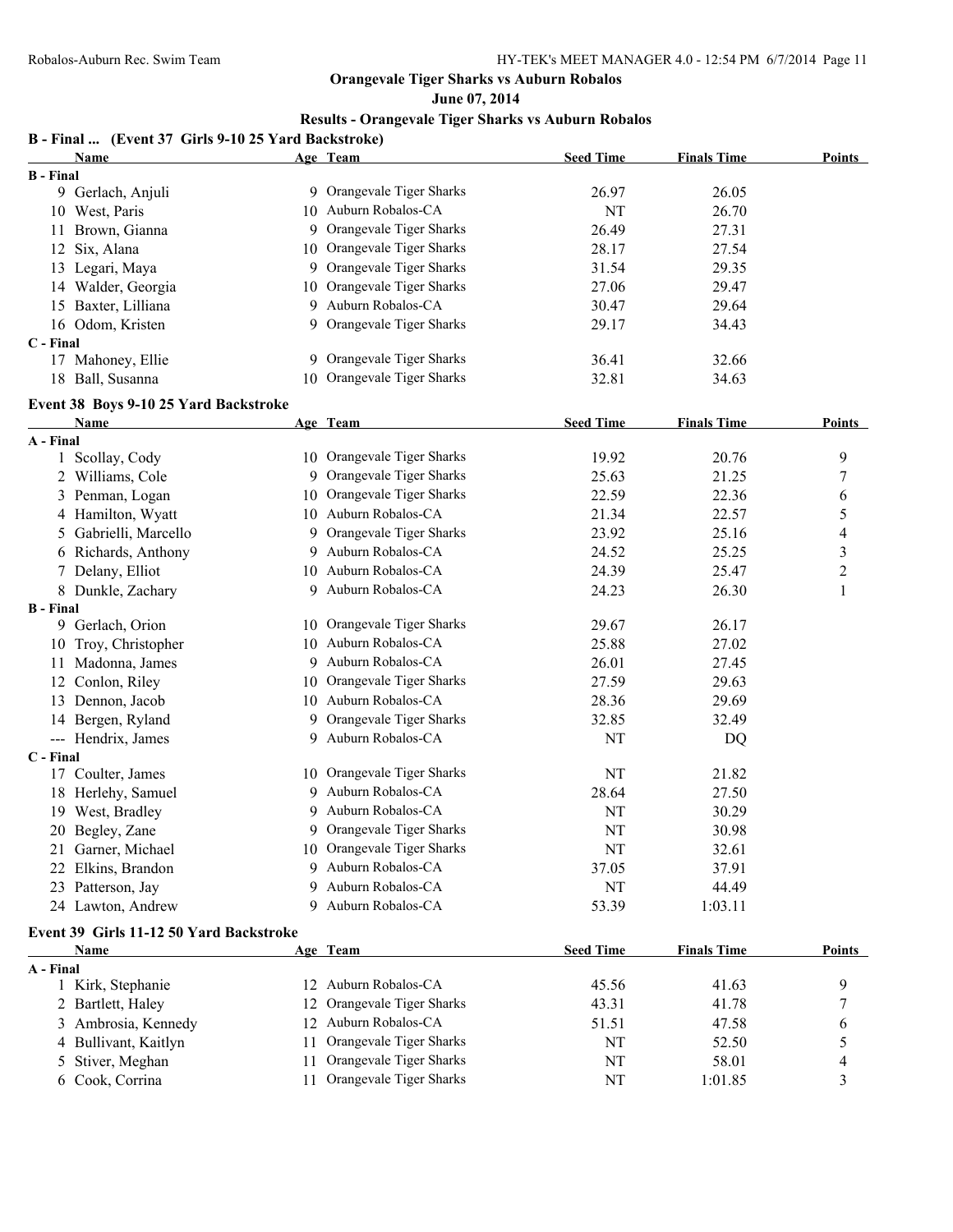Orangevale Tiger Sharks vs Auburn Robalos

June 07, 2014

**Results - Orangevale Tiger Sharks vs Auburn Robalos**

## B - Final ... (Event 37 Girls 9-10 25 Yard Backstroke)

| | Name | Age | Team | Seed Time | Finals Time | Points |
|---|---|---|---|---|---|---|
| **B - Final** | | | | | | |
| 9 | Gerlach, Anjuli | 9 | Orangevale Tiger Sharks | 26.97 | 26.05 | |
| 10 | West, Paris | 10 | Auburn Robalos-CA | NT | 26.70 | |
| 11 | Brown, Gianna | 9 | Orangevale Tiger Sharks | 26.49 | 27.31 | |
| 12 | Six, Alana | 10 | Orangevale Tiger Sharks | 28.17 | 27.54 | |
| 13 | Legari, Maya | 9 | Orangevale Tiger Sharks | 31.54 | 29.35 | |
| 14 | Walder, Georgia | 10 | Orangevale Tiger Sharks | 27.06 | 29.47 | |
| 15 | Baxter, Lilliana | 9 | Auburn Robalos-CA | 30.47 | 29.64 | |
| 16 | Odom, Kristen | 9 | Orangevale Tiger Sharks | 29.17 | 34.43 | |
| **C - Final** | | | | | | |
| 17 | Mahoney, Ellie | 9 | Orangevale Tiger Sharks | 36.41 | 32.66 | |
| 18 | Ball, Susanna | 10 | Orangevale Tiger Sharks | 32.81 | 34.63 | |

## Event 38 Boys 9-10 25 Yard Backstroke

| | Name | Age | Team | Seed Time | Finals Time | Points |
|---|---|---|---|---|---|---|
| **A - Final** | | | | | | |
| 1 | Scollay, Cody | 10 | Orangevale Tiger Sharks | 19.92 | 20.76 | 9 |
| 2 | Williams, Cole | 9 | Orangevale Tiger Sharks | 25.63 | 21.25 | 7 |
| 3 | Penman, Logan | 10 | Orangevale Tiger Sharks | 22.59 | 22.36 | 6 |
| 4 | Hamilton, Wyatt | 10 | Auburn Robalos-CA | 21.34 | 22.57 | 5 |
| 5 | Gabrielli, Marcello | 9 | Orangevale Tiger Sharks | 23.92 | 25.16 | 4 |
| 6 | Richards, Anthony | 9 | Auburn Robalos-CA | 24.52 | 25.25 | 3 |
| 7 | Delany, Elliot | 10 | Auburn Robalos-CA | 24.39 | 25.47 | 2 |
| 8 | Dunkle, Zachary | 9 | Auburn Robalos-CA | 24.23 | 26.30 | 1 |
| **B - Final** | | | | | | |
| 9 | Gerlach, Orion | 10 | Orangevale Tiger Sharks | 29.67 | 26.17 | |
| 10 | Troy, Christopher | 10 | Auburn Robalos-CA | 25.88 | 27.02 | |
| 11 | Madonna, James | 9 | Auburn Robalos-CA | 26.01 | 27.45 | |
| 12 | Conlon, Riley | 10 | Orangevale Tiger Sharks | 27.59 | 29.63 | |
| 13 | Dennon, Jacob | 10 | Auburn Robalos-CA | 28.36 | 29.69 | |
| 14 | Bergen, Ryland | 9 | Orangevale Tiger Sharks | 32.85 | 32.49 | |
| --- | Hendrix, James | 9 | Auburn Robalos-CA | NT | DQ | |
| **C - Final** | | | | | | |
| 17 | Coulter, James | 10 | Orangevale Tiger Sharks | NT | 21.82 | |
| 18 | Herlehy, Samuel | 9 | Auburn Robalos-CA | 28.64 | 27.50 | |
| 19 | West, Bradley | 9 | Auburn Robalos-CA | NT | 30.29 | |
| 20 | Begley, Zane | 9 | Orangevale Tiger Sharks | NT | 30.98 | |
| 21 | Garner, Michael | 10 | Orangevale Tiger Sharks | NT | 32.61 | |
| 22 | Elkins, Brandon | 9 | Auburn Robalos-CA | 37.05 | 37.91 | |
| 23 | Patterson, Jay | 9 | Auburn Robalos-CA | NT | 44.49 | |
| 24 | Lawton, Andrew | 9 | Auburn Robalos-CA | 53.39 | 1:03.11 | |

## Event 39 Girls 11-12 50 Yard Backstroke

| | Name | Age | Team | Seed Time | Finals Time | Points |
|---|---|---|---|---|---|---|
| **A - Final** | | | | | | |
| 1 | Kirk, Stephanie | 12 | Auburn Robalos-CA | 45.56 | 41.63 | 9 |
| 2 | Bartlett, Haley | 12 | Orangevale Tiger Sharks | 43.31 | 41.78 | 7 |
| 3 | Ambrosia, Kennedy | 12 | Auburn Robalos-CA | 51.51 | 47.58 | 6 |
| 4 | Bullivant, Kaitlyn | 11 | Orangevale Tiger Sharks | NT | 52.50 | 5 |
| 5 | Stiver, Meghan | 11 | Orangevale Tiger Sharks | NT | 58.01 | 4 |
| 6 | Cook, Corrina | 11 | Orangevale Tiger Sharks | NT | 1:01.85 | 3 |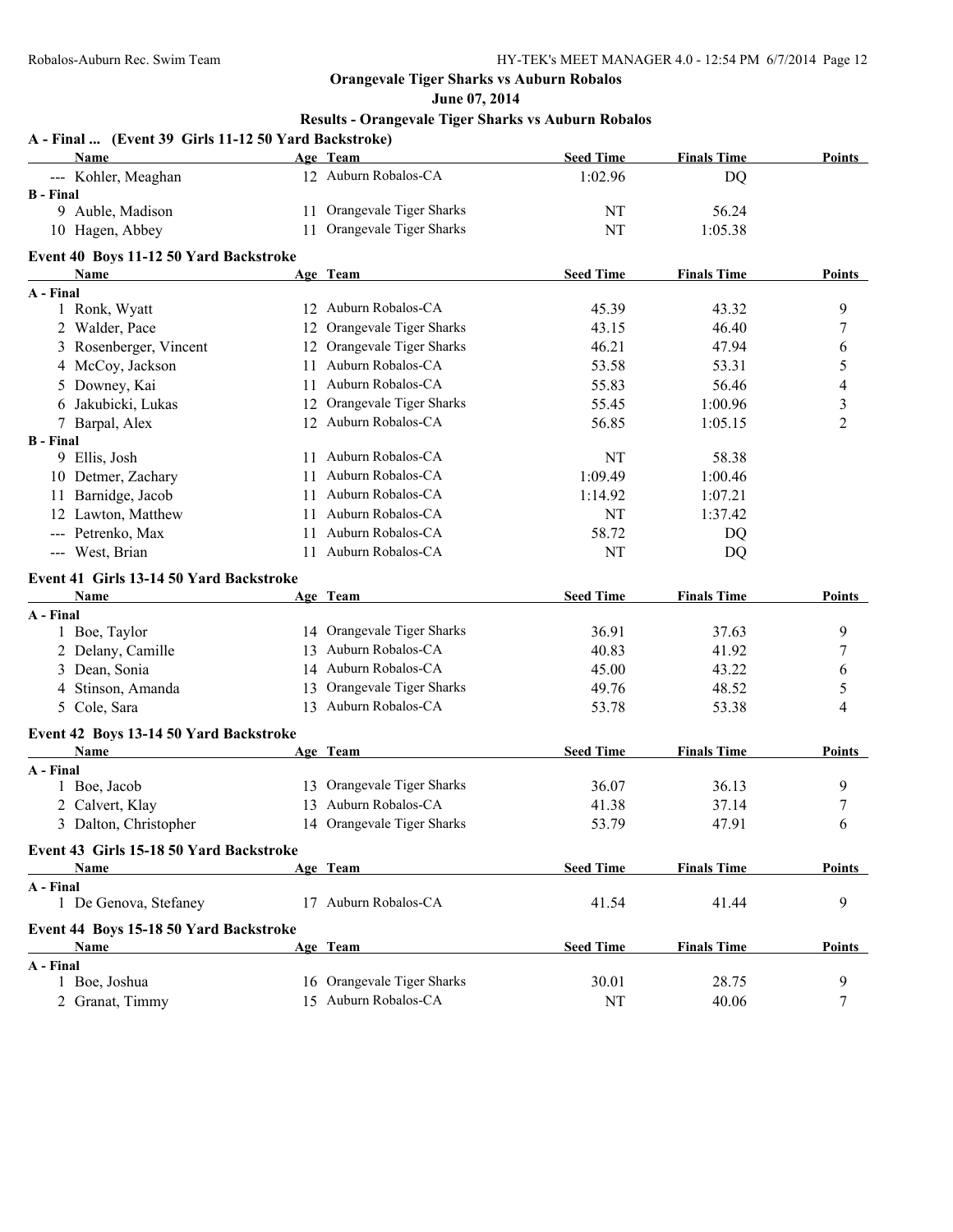## Orangevale Tiger Sharks vs Auburn Robalos

**June 07, 2014**

### Results - Orangevale Tiger Sharks vs Auburn Robalos

**A - Final ... (Event 39 Girls 11-12 50 Yard Backstroke)**

| Name | Age | Team | Seed Time | Finals Time | Points |
|---|---|---|---|---|---|
| --- Kohler, Meaghan | 12 | Auburn Robalos-CA | 1:02.96 | DQ | |
| **B - Final** | | | | | |
| 9 Auble, Madison | 11 | Orangevale Tiger Sharks | NT | 56.24 | |
| 10 Hagen, Abbey | 11 | Orangevale Tiger Sharks | NT | 1:05.38 | |

**Event 40 Boys 11-12 50 Yard Backstroke**

| Name | Age | Team | Seed Time | Finals Time | Points |
|---|---|---|---|---|---|
| **A - Final** | | | | | |
| 1 Ronk, Wyatt | 12 | Auburn Robalos-CA | 45.39 | 43.32 | 9 |
| 2 Walder, Pace | 12 | Orangevale Tiger Sharks | 43.15 | 46.40 | 7 |
| 3 Rosenberger, Vincent | 12 | Orangevale Tiger Sharks | 46.21 | 47.94 | 6 |
| 4 McCoy, Jackson | 11 | Auburn Robalos-CA | 53.58 | 53.31 | 5 |
| 5 Downey, Kai | 11 | Auburn Robalos-CA | 55.83 | 56.46 | 4 |
| 6 Jakubicki, Lukas | 12 | Orangevale Tiger Sharks | 55.45 | 1:00.96 | 3 |
| 7 Barpal, Alex | 12 | Auburn Robalos-CA | 56.85 | 1:05.15 | 2 |
| **B - Final** | | | | | |
| 9 Ellis, Josh | 11 | Auburn Robalos-CA | NT | 58.38 | |
| 10 Detmer, Zachary | 11 | Auburn Robalos-CA | 1:09.49 | 1:00.46 | |
| 11 Barnidge, Jacob | 11 | Auburn Robalos-CA | 1:14.92 | 1:07.21 | |
| 12 Lawton, Matthew | 11 | Auburn Robalos-CA | NT | 1:37.42 | |
| --- Petrenko, Max | 11 | Auburn Robalos-CA | 58.72 | DQ | |
| --- West, Brian | 11 | Auburn Robalos-CA | NT | DQ | |

**Event 41 Girls 13-14 50 Yard Backstroke**

| Name | Age | Team | Seed Time | Finals Time | Points |
|---|---|---|---|---|---|
| **A - Final** | | | | | |
| 1 Boe, Taylor | 14 | Orangevale Tiger Sharks | 36.91 | 37.63 | 9 |
| 2 Delany, Camille | 13 | Auburn Robalos-CA | 40.83 | 41.92 | 7 |
| 3 Dean, Sonia | 14 | Auburn Robalos-CA | 45.00 | 43.22 | 6 |
| 4 Stinson, Amanda | 13 | Orangevale Tiger Sharks | 49.76 | 48.52 | 5 |
| 5 Cole, Sara | 13 | Auburn Robalos-CA | 53.78 | 53.38 | 4 |

**Event 42 Boys 13-14 50 Yard Backstroke**

| Name | Age | Team | Seed Time | Finals Time | Points |
|---|---|---|---|---|---|
| **A - Final** | | | | | |
| 1 Boe, Jacob | 13 | Orangevale Tiger Sharks | 36.07 | 36.13 | 9 |
| 2 Calvert, Klay | 13 | Auburn Robalos-CA | 41.38 | 37.14 | 7 |
| 3 Dalton, Christopher | 14 | Orangevale Tiger Sharks | 53.79 | 47.91 | 6 |

**Event 43 Girls 15-18 50 Yard Backstroke**

| Name | Age | Team | Seed Time | Finals Time | Points |
|---|---|---|---|---|---|
| **A - Final** | | | | | |
| 1 De Genova, Stefaney | 17 | Auburn Robalos-CA | 41.54 | 41.44 | 9 |

**Event 44 Boys 15-18 50 Yard Backstroke**

| Name | Age | Team | Seed Time | Finals Time | Points |
|---|---|---|---|---|---|
| **A - Final** | | | | | |
| 1 Boe, Joshua | 16 | Orangevale Tiger Sharks | 30.01 | 28.75 | 9 |
| 2 Granat, Timmy | 15 | Auburn Robalos-CA | NT | 40.06 | 7 |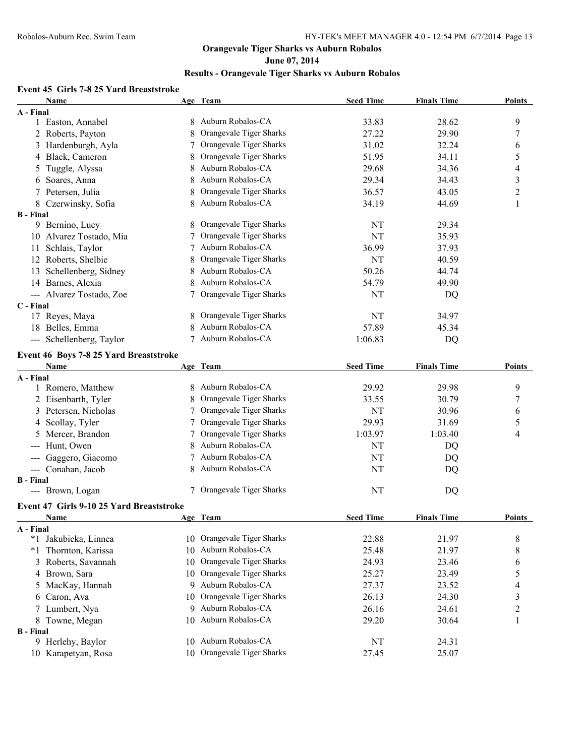## Orangevale Tiger Sharks vs Auburn Robalos

**June 07, 2014**

**Results - Orangevale Tiger Sharks vs Auburn Robalos**

### Event 45 Girls 7-8 25 Yard Breaststroke

| | Name | Age | Team | Seed Time | Finals Time | Points |
|---|---|---|---|---|---|---|
| **A - Final** | | | | | | |
| 1 | Easton, Annabel | 8 | Auburn Robalos-CA | 33.83 | 28.62 | 9 |
| 2 | Roberts, Payton | 8 | Orangevale Tiger Sharks | 27.22 | 29.90 | 7 |
| 3 | Hardenburgh, Ayla | 7 | Orangevale Tiger Sharks | 31.02 | 32.24 | 6 |
| 4 | Black, Cameron | 8 | Orangevale Tiger Sharks | 51.95 | 34.11 | 5 |
| 5 | Tuggle, Alyssa | 8 | Auburn Robalos-CA | 29.68 | 34.36 | 4 |
| 6 | Soares, Anna | 8 | Auburn Robalos-CA | 29.34 | 34.43 | 3 |
| 7 | Petersen, Julia | 8 | Orangevale Tiger Sharks | 36.57 | 43.05 | 2 |
| 8 | Czerwinsky, Sofia | 8 | Auburn Robalos-CA | 34.19 | 44.69 | 1 |
| **B - Final** | | | | | | |
| 9 | Bernino, Lucy | 8 | Orangevale Tiger Sharks | NT | 29.34 | |
| 10 | Alvarez Tostado, Mia | 7 | Orangevale Tiger Sharks | NT | 35.93 | |
| 11 | Schlais, Taylor | 7 | Auburn Robalos-CA | 36.99 | 37.93 | |
| 12 | Roberts, Shelbie | 8 | Orangevale Tiger Sharks | NT | 40.59 | |
| 13 | Schellenberg, Sidney | 8 | Auburn Robalos-CA | 50.26 | 44.74 | |
| 14 | Barnes, Alexia | 8 | Auburn Robalos-CA | 54.79 | 49.90 | |
| --- | Alvarez Tostado, Zoe | 7 | Orangevale Tiger Sharks | NT | DQ | |
| **C - Final** | | | | | | |
| 17 | Reyes, Maya | 8 | Orangevale Tiger Sharks | NT | 34.97 | |
| 18 | Belles, Emma | 8 | Auburn Robalos-CA | 57.89 | 45.34 | |
| --- | Schellenberg, Taylor | 7 | Auburn Robalos-CA | 1:06.83 | DQ | |

### Event 46 Boys 7-8 25 Yard Breaststroke

| | Name | Age | Team | Seed Time | Finals Time | Points |
|---|---|---|---|---|---|---|
| **A - Final** | | | | | | |
| 1 | Romero, Matthew | 8 | Auburn Robalos-CA | 29.92 | 29.98 | 9 |
| 2 | Eisenbarth, Tyler | 8 | Orangevale Tiger Sharks | 33.55 | 30.79 | 7 |
| 3 | Petersen, Nicholas | 7 | Orangevale Tiger Sharks | NT | 30.96 | 6 |
| 4 | Scollay, Tyler | 7 | Orangevale Tiger Sharks | 29.93 | 31.69 | 5 |
| 5 | Mercer, Brandon | 7 | Orangevale Tiger Sharks | 1:03.97 | 1:03.40 | 4 |
| --- | Hunt, Owen | 8 | Auburn Robalos-CA | NT | DQ | |
| --- | Gaggero, Giacomo | 7 | Auburn Robalos-CA | NT | DQ | |
| --- | Conahan, Jacob | 8 | Auburn Robalos-CA | NT | DQ | |
| **B - Final** | | | | | | |
| --- | Brown, Logan | 7 | Orangevale Tiger Sharks | NT | DQ | |

### Event 47 Girls 9-10 25 Yard Breaststroke

| | Name | Age | Team | Seed Time | Finals Time | Points |
|---|---|---|---|---|---|---|
| **A - Final** | | | | | | |
| *1 | Jakubicka, Linnea | 10 | Orangevale Tiger Sharks | 22.88 | 21.97 | 8 |
| *1 | Thornton, Karissa | 10 | Auburn Robalos-CA | 25.48 | 21.97 | 8 |
| 3 | Roberts, Savannah | 10 | Orangevale Tiger Sharks | 24.93 | 23.46 | 6 |
| 4 | Brown, Sara | 10 | Orangevale Tiger Sharks | 25.27 | 23.49 | 5 |
| 5 | MacKay, Hannah | 9 | Auburn Robalos-CA | 27.37 | 23.52 | 4 |
| 6 | Caron, Ava | 10 | Orangevale Tiger Sharks | 26.13 | 24.30 | 3 |
| 7 | Lumbert, Nya | 9 | Auburn Robalos-CA | 26.16 | 24.61 | 2 |
| 8 | Towne, Megan | 10 | Auburn Robalos-CA | 29.20 | 30.64 | 1 |
| **B - Final** | | | | | | |
| 9 | Herlehy, Baylor | 10 | Auburn Robalos-CA | NT | 24.31 | |
| 10 | Karapetyan, Rosa | 10 | Orangevale Tiger Sharks | 27.45 | 25.07 | |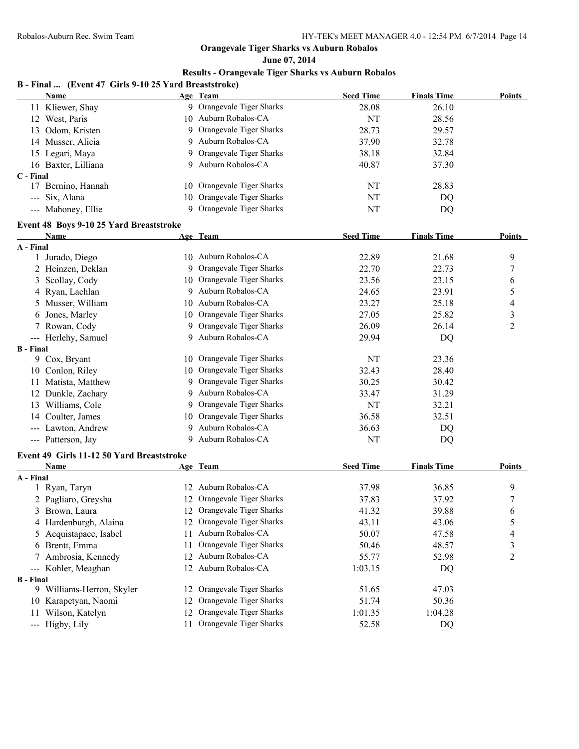## Orangevale Tiger Sharks vs Auburn Robalos

**June 07, 2014**

### Results - Orangevale Tiger Sharks vs Auburn Robalos

#### B - Final ... (Event 47 Girls 9-10 25 Yard Breaststroke)

| | Name | Age | Team | Seed Time | Finals Time | Points |
|---|---|---|---|---|---|---|
| 11 | Kliewer, Shay | 9 | Orangevale Tiger Sharks | 28.08 | 26.10 | |
| 12 | West, Paris | 10 | Auburn Robalos-CA | NT | 28.56 | |
| 13 | Odom, Kristen | 9 | Orangevale Tiger Sharks | 28.73 | 29.57 | |
| 14 | Musser, Alicia | 9 | Auburn Robalos-CA | 37.90 | 32.78 | |
| 15 | Legari, Maya | 9 | Orangevale Tiger Sharks | 38.18 | 32.84 | |
| 16 | Baxter, Lilliana | 9 | Auburn Robalos-CA | 40.87 | 37.30 | |
| **C - Final** | | | | | | |
| 17 | Bernino, Hannah | 10 | Orangevale Tiger Sharks | NT | 28.83 | |
| --- | Six, Alana | 10 | Orangevale Tiger Sharks | NT | DQ | |
| --- | Mahoney, Ellie | 9 | Orangevale Tiger Sharks | NT | DQ | |

#### Event 48 Boys 9-10 25 Yard Breaststroke

| | Name | Age | Team | Seed Time | Finals Time | Points |
|---|---|---|---|---|---|---|
| **A - Final** | | | | | | |
| 1 | Jurado, Diego | 10 | Auburn Robalos-CA | 22.89 | 21.68 | 9 |
| 2 | Heinzen, Deklan | 9 | Orangevale Tiger Sharks | 22.70 | 22.73 | 7 |
| 3 | Scollay, Cody | 10 | Orangevale Tiger Sharks | 23.56 | 23.15 | 6 |
| 4 | Ryan, Lachlan | 9 | Auburn Robalos-CA | 24.65 | 23.91 | 5 |
| 5 | Musser, William | 10 | Auburn Robalos-CA | 23.27 | 25.18 | 4 |
| 6 | Jones, Marley | 10 | Orangevale Tiger Sharks | 27.05 | 25.82 | 3 |
| 7 | Rowan, Cody | 9 | Orangevale Tiger Sharks | 26.09 | 26.14 | 2 |
| --- | Herlehy, Samuel | 9 | Auburn Robalos-CA | 29.94 | DQ | |
| **B - Final** | | | | | | |
| 9 | Cox, Bryant | 10 | Orangevale Tiger Sharks | NT | 23.36 | |
| 10 | Conlon, Riley | 10 | Orangevale Tiger Sharks | 32.43 | 28.40 | |
| 11 | Matista, Matthew | 9 | Orangevale Tiger Sharks | 30.25 | 30.42 | |
| 12 | Dunkle, Zachary | 9 | Auburn Robalos-CA | 33.47 | 31.29 | |
| 13 | Williams, Cole | 9 | Orangevale Tiger Sharks | NT | 32.21 | |
| 14 | Coulter, James | 10 | Orangevale Tiger Sharks | 36.58 | 32.51 | |
| --- | Lawton, Andrew | 9 | Auburn Robalos-CA | 36.63 | DQ | |
| --- | Patterson, Jay | 9 | Auburn Robalos-CA | NT | DQ | |

#### Event 49 Girls 11-12 50 Yard Breaststroke

| | Name | Age | Team | Seed Time | Finals Time | Points |
|---|---|---|---|---|---|---|
| **A - Final** | | | | | | |
| 1 | Ryan, Taryn | 12 | Auburn Robalos-CA | 37.98 | 36.85 | 9 |
| 2 | Pagliaro, Greysha | 12 | Orangevale Tiger Sharks | 37.83 | 37.92 | 7 |
| 3 | Brown, Laura | 12 | Orangevale Tiger Sharks | 41.32 | 39.88 | 6 |
| 4 | Hardenburgh, Alaina | 12 | Orangevale Tiger Sharks | 43.11 | 43.06 | 5 |
| 5 | Acquistapace, Isabel | 11 | Auburn Robalos-CA | 50.07 | 47.58 | 4 |
| 6 | Brentt, Emma | 11 | Orangevale Tiger Sharks | 50.46 | 48.57 | 3 |
| 7 | Ambrosia, Kennedy | 12 | Auburn Robalos-CA | 55.77 | 52.98 | 2 |
| --- | Kohler, Meaghan | 12 | Auburn Robalos-CA | 1:03.15 | DQ | |
| **B - Final** | | | | | | |
| 9 | Williams-Herron, Skyler | 12 | Orangevale Tiger Sharks | 51.65 | 47.03 | |
| 10 | Karapetyan, Naomi | 12 | Orangevale Tiger Sharks | 51.74 | 50.36 | |
| 11 | Wilson, Katelyn | 12 | Orangevale Tiger Sharks | 1:01.35 | 1:04.28 | |
| --- | Higby, Lily | 11 | Orangevale Tiger Sharks | 52.58 | DQ | |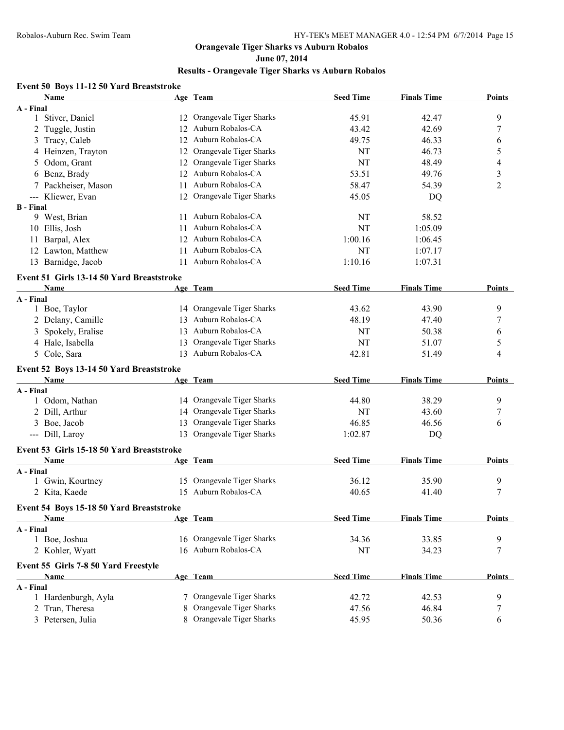**Orangevale Tiger Sharks vs Auburn Robalos**

**June 07, 2014**

**Results - Orangevale Tiger Sharks vs Auburn Robalos**

### Event 50 Boys 11-12 50 Yard Breaststroke

| | Name | Age | Team | Seed Time | Finals Time | Points |
|---|---|---|---|---|---|---|
| **A - Final** | | | | | | |
| 1 | Stiver, Daniel | 12 | Orangevale Tiger Sharks | 45.91 | 42.47 | 9 |
| 2 | Tuggle, Justin | 12 | Auburn Robalos-CA | 43.42 | 42.69 | 7 |
| 3 | Tracy, Caleb | 12 | Auburn Robalos-CA | 49.75 | 46.33 | 6 |
| 4 | Heinzen, Trayton | 12 | Orangevale Tiger Sharks | NT | 46.73 | 5 |
| 5 | Odom, Grant | 12 | Orangevale Tiger Sharks | NT | 48.49 | 4 |
| 6 | Benz, Brady | 12 | Auburn Robalos-CA | 53.51 | 49.76 | 3 |
| 7 | Packheiser, Mason | 11 | Auburn Robalos-CA | 58.47 | 54.39 | 2 |
| --- | Kliewer, Evan | 12 | Orangevale Tiger Sharks | 45.05 | DQ | |
| **B - Final** | | | | | | |
| 9 | West, Brian | 11 | Auburn Robalos-CA | NT | 58.52 | |
| 10 | Ellis, Josh | 11 | Auburn Robalos-CA | NT | 1:05.09 | |
| 11 | Barpal, Alex | 12 | Auburn Robalos-CA | 1:00.16 | 1:06.45 | |
| 12 | Lawton, Matthew | 11 | Auburn Robalos-CA | NT | 1:07.17 | |
| 13 | Barnidge, Jacob | 11 | Auburn Robalos-CA | 1:10.16 | 1:07.31 | |

### Event 51 Girls 13-14 50 Yard Breaststroke

| | Name | Age | Team | Seed Time | Finals Time | Points |
|---|---|---|---|---|---|---|
| **A - Final** | | | | | | |
| 1 | Boe, Taylor | 14 | Orangevale Tiger Sharks | 43.62 | 43.90 | 9 |
| 2 | Delany, Camille | 13 | Auburn Robalos-CA | 48.19 | 47.40 | 7 |
| 3 | Spokely, Eralise | 13 | Auburn Robalos-CA | NT | 50.38 | 6 |
| 4 | Hale, Isabella | 13 | Orangevale Tiger Sharks | NT | 51.07 | 5 |
| 5 | Cole, Sara | 13 | Auburn Robalos-CA | 42.81 | 51.49 | 4 |

### Event 52 Boys 13-14 50 Yard Breaststroke

| | Name | Age | Team | Seed Time | Finals Time | Points |
|---|---|---|---|---|---|---|
| **A - Final** | | | | | | |
| 1 | Odom, Nathan | 14 | Orangevale Tiger Sharks | 44.80 | 38.29 | 9 |
| 2 | Dill, Arthur | 14 | Orangevale Tiger Sharks | NT | 43.60 | 7 |
| 3 | Boe, Jacob | 13 | Orangevale Tiger Sharks | 46.85 | 46.56 | 6 |
| --- | Dill, Laroy | 13 | Orangevale Tiger Sharks | 1:02.87 | DQ | |

### Event 53 Girls 15-18 50 Yard Breaststroke

| | Name | Age | Team | Seed Time | Finals Time | Points |
|---|---|---|---|---|---|---|
| **A - Final** | | | | | | |
| 1 | Gwin, Kourtney | 15 | Orangevale Tiger Sharks | 36.12 | 35.90 | 9 |
| 2 | Kita, Kaede | 15 | Auburn Robalos-CA | 40.65 | 41.40 | 7 |

### Event 54 Boys 15-18 50 Yard Breaststroke

| | Name | Age | Team | Seed Time | Finals Time | Points |
|---|---|---|---|---|---|---|
| **A - Final** | | | | | | |
| 1 | Boe, Joshua | 16 | Orangevale Tiger Sharks | 34.36 | 33.85 | 9 |
| 2 | Kohler, Wyatt | 16 | Auburn Robalos-CA | NT | 34.23 | 7 |

### Event 55 Girls 7-8 50 Yard Freestyle

| | Name | Age | Team | Seed Time | Finals Time | Points |
|---|---|---|---|---|---|---|
| **A - Final** | | | | | | |
| 1 | Hardenburgh, Ayla | 7 | Orangevale Tiger Sharks | 42.72 | 42.53 | 9 |
| 2 | Tran, Theresa | 8 | Orangevale Tiger Sharks | 47.56 | 46.84 | 7 |
| 3 | Petersen, Julia | 8 | Orangevale Tiger Sharks | 45.95 | 50.36 | 6 |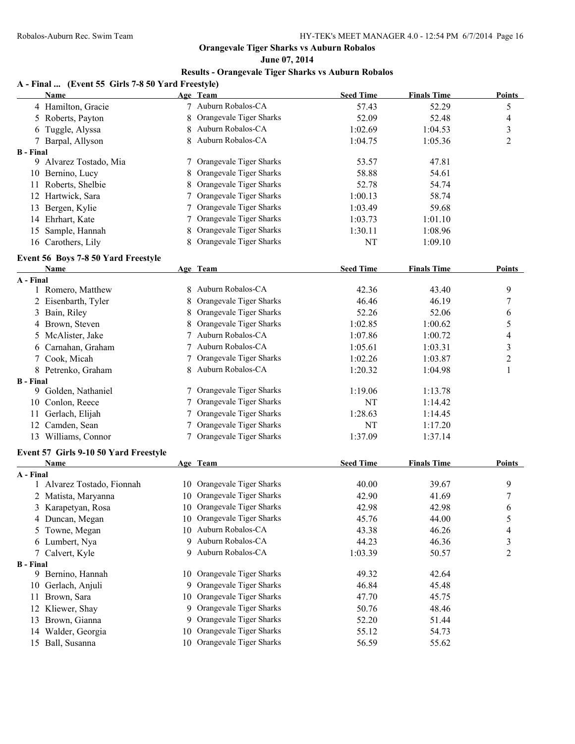**Orangevale Tiger Sharks vs Auburn Robalos**

**June 07, 2014**

**Results - Orangevale Tiger Sharks vs Auburn Robalos**

**A - Final ... (Event 55 Girls 7-8 50 Yard Freestyle)**

| Name | Age | Team | Seed Time | Finals Time | Points |
|---|---|---|---|---|---|
| 4 Hamilton, Gracie | 7 | Auburn Robalos-CA | 57.43 | 52.29 | 5 |
| 5 Roberts, Payton | 8 | Orangevale Tiger Sharks | 52.09 | 52.48 | 4 |
| 6 Tuggle, Alyssa | 8 | Auburn Robalos-CA | 1:02.69 | 1:04.53 | 3 |
| 7 Barpal, Allyson | 8 | Auburn Robalos-CA | 1:04.75 | 1:05.36 | 2 |
| **B - Final** | | | | | |
| 9 Alvarez Tostado, Mia | 7 | Orangevale Tiger Sharks | 53.57 | 47.81 | |
| 10 Bernino, Lucy | 8 | Orangevale Tiger Sharks | 58.88 | 54.61 | |
| 11 Roberts, Shelbie | 8 | Orangevale Tiger Sharks | 52.78 | 54.74 | |
| 12 Hartwick, Sara | 7 | Orangevale Tiger Sharks | 1:00.13 | 58.74 | |
| 13 Bergen, Kylie | 7 | Orangevale Tiger Sharks | 1:03.49 | 59.68 | |
| 14 Ehrhart, Kate | 7 | Orangevale Tiger Sharks | 1:03.73 | 1:01.10 | |
| 15 Sample, Hannah | 8 | Orangevale Tiger Sharks | 1:30.11 | 1:08.96 | |
| 16 Carothers, Lily | 8 | Orangevale Tiger Sharks | NT | 1:09.10 | |

**Event 56 Boys 7-8 50 Yard Freestyle**

| Name | Age | Team | Seed Time | Finals Time | Points |
|---|---|---|---|---|---|
| **A - Final** | | | | | |
| 1 Romero, Matthew | 8 | Auburn Robalos-CA | 42.36 | 43.40 | 9 |
| 2 Eisenbarth, Tyler | 8 | Orangevale Tiger Sharks | 46.46 | 46.19 | 7 |
| 3 Bain, Riley | 8 | Orangevale Tiger Sharks | 52.26 | 52.06 | 6 |
| 4 Brown, Steven | 8 | Orangevale Tiger Sharks | 1:02.85 | 1:00.62 | 5 |
| 5 McAlister, Jake | 7 | Auburn Robalos-CA | 1:07.86 | 1:00.72 | 4 |
| 6 Carnahan, Graham | 7 | Auburn Robalos-CA | 1:05.61 | 1:03.31 | 3 |
| 7 Cook, Micah | 7 | Orangevale Tiger Sharks | 1:02.26 | 1:03.87 | 2 |
| 8 Petrenko, Graham | 8 | Auburn Robalos-CA | 1:20.32 | 1:04.98 | 1 |
| **B - Final** | | | | | |
| 9 Golden, Nathaniel | 7 | Orangevale Tiger Sharks | 1:19.06 | 1:13.78 | |
| 10 Conlon, Reece | 7 | Orangevale Tiger Sharks | NT | 1:14.42 | |
| 11 Gerlach, Elijah | 7 | Orangevale Tiger Sharks | 1:28.63 | 1:14.45 | |
| 12 Camden, Sean | 7 | Orangevale Tiger Sharks | NT | 1:17.20 | |
| 13 Williams, Connor | 7 | Orangevale Tiger Sharks | 1:37.09 | 1:37.14 | |

**Event 57 Girls 9-10 50 Yard Freestyle**

| Name | Age | Team | Seed Time | Finals Time | Points |
|---|---|---|---|---|---|
| **A - Final** | | | | | |
| 1 Alvarez Tostado, Fionnah | 10 | Orangevale Tiger Sharks | 40.00 | 39.67 | 9 |
| 2 Matista, Maryanna | 10 | Orangevale Tiger Sharks | 42.90 | 41.69 | 7 |
| 3 Karapetyan, Rosa | 10 | Orangevale Tiger Sharks | 42.98 | 42.98 | 6 |
| 4 Duncan, Megan | 10 | Orangevale Tiger Sharks | 45.76 | 44.00 | 5 |
| 5 Towne, Megan | 10 | Auburn Robalos-CA | 43.38 | 46.26 | 4 |
| 6 Lumbert, Nya | 9 | Auburn Robalos-CA | 44.23 | 46.36 | 3 |
| 7 Calvert, Kyle | 9 | Auburn Robalos-CA | 1:03.39 | 50.57 | 2 |
| **B - Final** | | | | | |
| 9 Bernino, Hannah | 10 | Orangevale Tiger Sharks | 49.32 | 42.64 | |
| 10 Gerlach, Anjuli | 9 | Orangevale Tiger Sharks | 46.84 | 45.48 | |
| 11 Brown, Sara | 10 | Orangevale Tiger Sharks | 47.70 | 45.75 | |
| 12 Kliewer, Shay | 9 | Orangevale Tiger Sharks | 50.76 | 48.46 | |
| 13 Brown, Gianna | 9 | Orangevale Tiger Sharks | 52.20 | 51.44 | |
| 14 Walder, Georgia | 10 | Orangevale Tiger Sharks | 55.12 | 54.73 | |
| 15 Ball, Susanna | 10 | Orangevale Tiger Sharks | 56.59 | 55.62 | |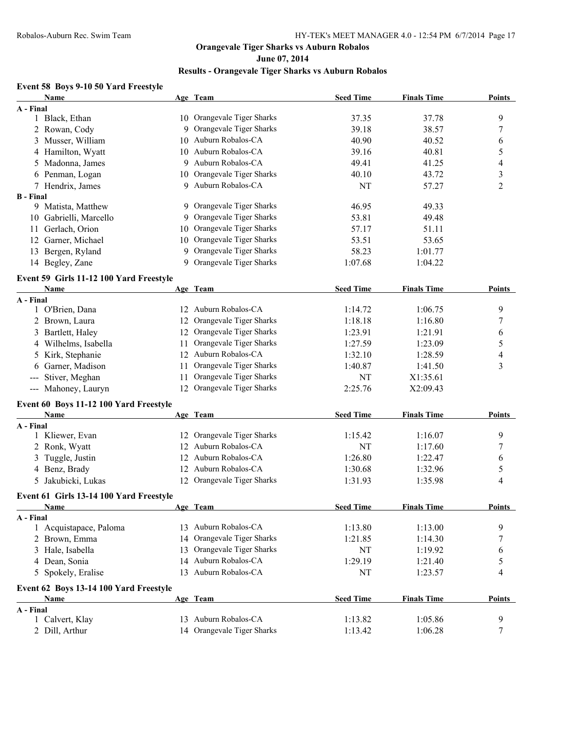# Orangevale Tiger Sharks vs Auburn Robalos

**June 07, 2014**

## Results - Orangevale Tiger Sharks vs Auburn Robalos

### Event 58 Boys 9-10 50 Yard Freestyle

| | Name | Age | Team | Seed Time | Finals Time | Points |
|---|---|---|---|---|---|---|
| **A - Final** | | | | | | |
| 1 | Black, Ethan | 10 | Orangevale Tiger Sharks | 37.35 | 37.78 | 9 |
| 2 | Rowan, Cody | 9 | Orangevale Tiger Sharks | 39.18 | 38.57 | 7 |
| 3 | Musser, William | 10 | Auburn Robalos-CA | 40.90 | 40.52 | 6 |
| 4 | Hamilton, Wyatt | 10 | Auburn Robalos-CA | 39.16 | 40.81 | 5 |
| 5 | Madonna, James | 9 | Auburn Robalos-CA | 49.41 | 41.25 | 4 |
| 6 | Penman, Logan | 10 | Orangevale Tiger Sharks | 40.10 | 43.72 | 3 |
| 7 | Hendrix, James | 9 | Auburn Robalos-CA | NT | 57.27 | 2 |
| **B - Final** | | | | | | |
| 9 | Matista, Matthew | 9 | Orangevale Tiger Sharks | 46.95 | 49.33 | |
| 10 | Gabrielli, Marcello | 9 | Orangevale Tiger Sharks | 53.81 | 49.48 | |
| 11 | Gerlach, Orion | 10 | Orangevale Tiger Sharks | 57.17 | 51.11 | |
| 12 | Garner, Michael | 10 | Orangevale Tiger Sharks | 53.51 | 53.65 | |
| 13 | Bergen, Ryland | 9 | Orangevale Tiger Sharks | 58.23 | 1:01.77 | |
| 14 | Begley, Zane | 9 | Orangevale Tiger Sharks | 1:07.68 | 1:04.22 | |

### Event 59 Girls 11-12 100 Yard Freestyle

| | Name | Age | Team | Seed Time | Finals Time | Points |
|---|---|---|---|---|---|---|
| **A - Final** | | | | | | |
| 1 | O'Brien, Dana | 12 | Auburn Robalos-CA | 1:14.72 | 1:06.75 | 9 |
| 2 | Brown, Laura | 12 | Orangevale Tiger Sharks | 1:18.18 | 1:16.80 | 7 |
| 3 | Bartlett, Haley | 12 | Orangevale Tiger Sharks | 1:23.91 | 1:21.91 | 6 |
| 4 | Wilhelms, Isabella | 11 | Orangevale Tiger Sharks | 1:27.59 | 1:23.09 | 5 |
| 5 | Kirk, Stephanie | 12 | Auburn Robalos-CA | 1:32.10 | 1:28.59 | 4 |
| 6 | Garner, Madison | 11 | Orangevale Tiger Sharks | 1:40.87 | 1:41.50 | 3 |
| --- | Stiver, Meghan | 11 | Orangevale Tiger Sharks | NT | X1:35.61 | |
| --- | Mahoney, Lauryn | 12 | Orangevale Tiger Sharks | 2:25.76 | X2:09.43 | |

### Event 60 Boys 11-12 100 Yard Freestyle

| | Name | Age | Team | Seed Time | Finals Time | Points |
|---|---|---|---|---|---|---|
| **A - Final** | | | | | | |
| 1 | Kliewer, Evan | 12 | Orangevale Tiger Sharks | 1:15.42 | 1:16.07 | 9 |
| 2 | Ronk, Wyatt | 12 | Auburn Robalos-CA | NT | 1:17.60 | 7 |
| 3 | Tuggle, Justin | 12 | Auburn Robalos-CA | 1:26.80 | 1:22.47 | 6 |
| 4 | Benz, Brady | 12 | Auburn Robalos-CA | 1:30.68 | 1:32.96 | 5 |
| 5 | Jakubicki, Lukas | 12 | Orangevale Tiger Sharks | 1:31.93 | 1:35.98 | 4 |

### Event 61 Girls 13-14 100 Yard Freestyle

| | Name | Age | Team | Seed Time | Finals Time | Points |
|---|---|---|---|---|---|---|
| **A - Final** | | | | | | |
| 1 | Acquistapace, Paloma | 13 | Auburn Robalos-CA | 1:13.80 | 1:13.00 | 9 |
| 2 | Brown, Emma | 14 | Orangevale Tiger Sharks | 1:21.85 | 1:14.30 | 7 |
| 3 | Hale, Isabella | 13 | Orangevale Tiger Sharks | NT | 1:19.92 | 6 |
| 4 | Dean, Sonia | 14 | Auburn Robalos-CA | 1:29.19 | 1:21.40 | 5 |
| 5 | Spokely, Eralise | 13 | Auburn Robalos-CA | NT | 1:23.57 | 4 |

### Event 62 Boys 13-14 100 Yard Freestyle

| | Name | Age | Team | Seed Time | Finals Time | Points |
|---|---|---|---|---|---|---|
| **A - Final** | | | | | | |
| 1 | Calvert, Klay | 13 | Auburn Robalos-CA | 1:13.82 | 1:05.86 | 9 |
| 2 | Dill, Arthur | 14 | Orangevale Tiger Sharks | 1:13.42 | 1:06.28 | 7 |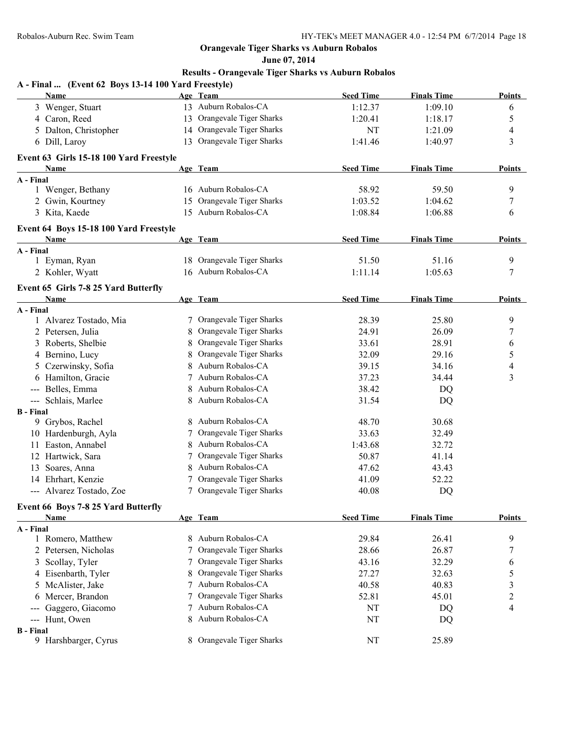**Orangevale Tiger Sharks vs Auburn Robalos**

**June 07, 2014**

**Results - Orangevale Tiger Sharks vs Auburn Robalos**

**A - Final ... (Event 62 Boys 13-14 100 Yard Freestyle)**

| Name | Age | Team | Seed Time | Finals Time | Points |
|---|---|---|---|---|---|
| 3 Wenger, Stuart | 13 | Auburn Robalos-CA | 1:12.37 | 1:09.10 | 6 |
| 4 Caron, Reed | 13 | Orangevale Tiger Sharks | 1:20.41 | 1:18.17 | 5 |
| 5 Dalton, Christopher | 14 | Orangevale Tiger Sharks | NT | 1:21.09 | 4 |
| 6 Dill, Laroy | 13 | Orangevale Tiger Sharks | 1:41.46 | 1:40.97 | 3 |

**Event 63 Girls 15-18 100 Yard Freestyle**

| Name | Age | Team | Seed Time | Finals Time | Points |
|---|---|---|---|---|---|
| **A - Final** | | | | | |
| 1 Wenger, Bethany | 16 | Auburn Robalos-CA | 58.92 | 59.50 | 9 |
| 2 Gwin, Kourtney | 15 | Orangevale Tiger Sharks | 1:03.52 | 1:04.62 | 7 |
| 3 Kita, Kaede | 15 | Auburn Robalos-CA | 1:08.84 | 1:06.88 | 6 |

**Event 64 Boys 15-18 100 Yard Freestyle**

| Name | Age | Team | Seed Time | Finals Time | Points |
|---|---|---|---|---|---|
| **A - Final** | | | | | |
| 1 Eyman, Ryan | 18 | Orangevale Tiger Sharks | 51.50 | 51.16 | 9 |
| 2 Kohler, Wyatt | 16 | Auburn Robalos-CA | 1:11.14 | 1:05.63 | 7 |

**Event 65 Girls 7-8 25 Yard Butterfly**

| Name | Age | Team | Seed Time | Finals Time | Points |
|---|---|---|---|---|---|
| **A - Final** | | | | | |
| 1 Alvarez Tostado, Mia | 7 | Orangevale Tiger Sharks | 28.39 | 25.80 | 9 |
| 2 Petersen, Julia | 8 | Orangevale Tiger Sharks | 24.91 | 26.09 | 7 |
| 3 Roberts, Shelbie | 8 | Orangevale Tiger Sharks | 33.61 | 28.91 | 6 |
| 4 Bernino, Lucy | 8 | Orangevale Tiger Sharks | 32.09 | 29.16 | 5 |
| 5 Czerwinsky, Sofia | 8 | Auburn Robalos-CA | 39.15 | 34.16 | 4 |
| 6 Hamilton, Gracie | 7 | Auburn Robalos-CA | 37.23 | 34.44 | 3 |
| --- Belles, Emma | 8 | Auburn Robalos-CA | 38.42 | DQ | |
| --- Schlais, Marlee | 8 | Auburn Robalos-CA | 31.54 | DQ | |
| **B - Final** | | | | | |
| 9 Grybos, Rachel | 8 | Auburn Robalos-CA | 48.70 | 30.68 | |
| 10 Hardenburgh, Ayla | 7 | Orangevale Tiger Sharks | 33.63 | 32.49 | |
| 11 Easton, Annabel | 8 | Auburn Robalos-CA | 1:43.68 | 32.72 | |
| 12 Hartwick, Sara | 7 | Orangevale Tiger Sharks | 50.87 | 41.14 | |
| 13 Soares, Anna | 8 | Auburn Robalos-CA | 47.62 | 43.43 | |
| 14 Ehrhart, Kenzie | 7 | Orangevale Tiger Sharks | 41.09 | 52.22 | |
| --- Alvarez Tostado, Zoe | 7 | Orangevale Tiger Sharks | 40.08 | DQ | |

**Event 66 Boys 7-8 25 Yard Butterfly**

| Name | Age | Team | Seed Time | Finals Time | Points |
|---|---|---|---|---|---|
| **A - Final** | | | | | |
| 1 Romero, Matthew | 8 | Auburn Robalos-CA | 29.84 | 26.41 | 9 |
| 2 Petersen, Nicholas | 7 | Orangevale Tiger Sharks | 28.66 | 26.87 | 7 |
| 3 Scollay, Tyler | 7 | Orangevale Tiger Sharks | 43.16 | 32.29 | 6 |
| 4 Eisenbarth, Tyler | 8 | Orangevale Tiger Sharks | 27.27 | 32.63 | 5 |
| 5 McAlister, Jake | 7 | Auburn Robalos-CA | 40.58 | 40.83 | 3 |
| 6 Mercer, Brandon | 7 | Orangevale Tiger Sharks | 52.81 | 45.01 | 2 |
| --- Gaggero, Giacomo | 7 | Auburn Robalos-CA | NT | DQ | 4 |
| --- Hunt, Owen | 8 | Auburn Robalos-CA | NT | DQ | |
| **B - Final** | | | | | |
| 9 Harshbarger, Cyrus | 8 | Orangevale Tiger Sharks | NT | 25.89 | |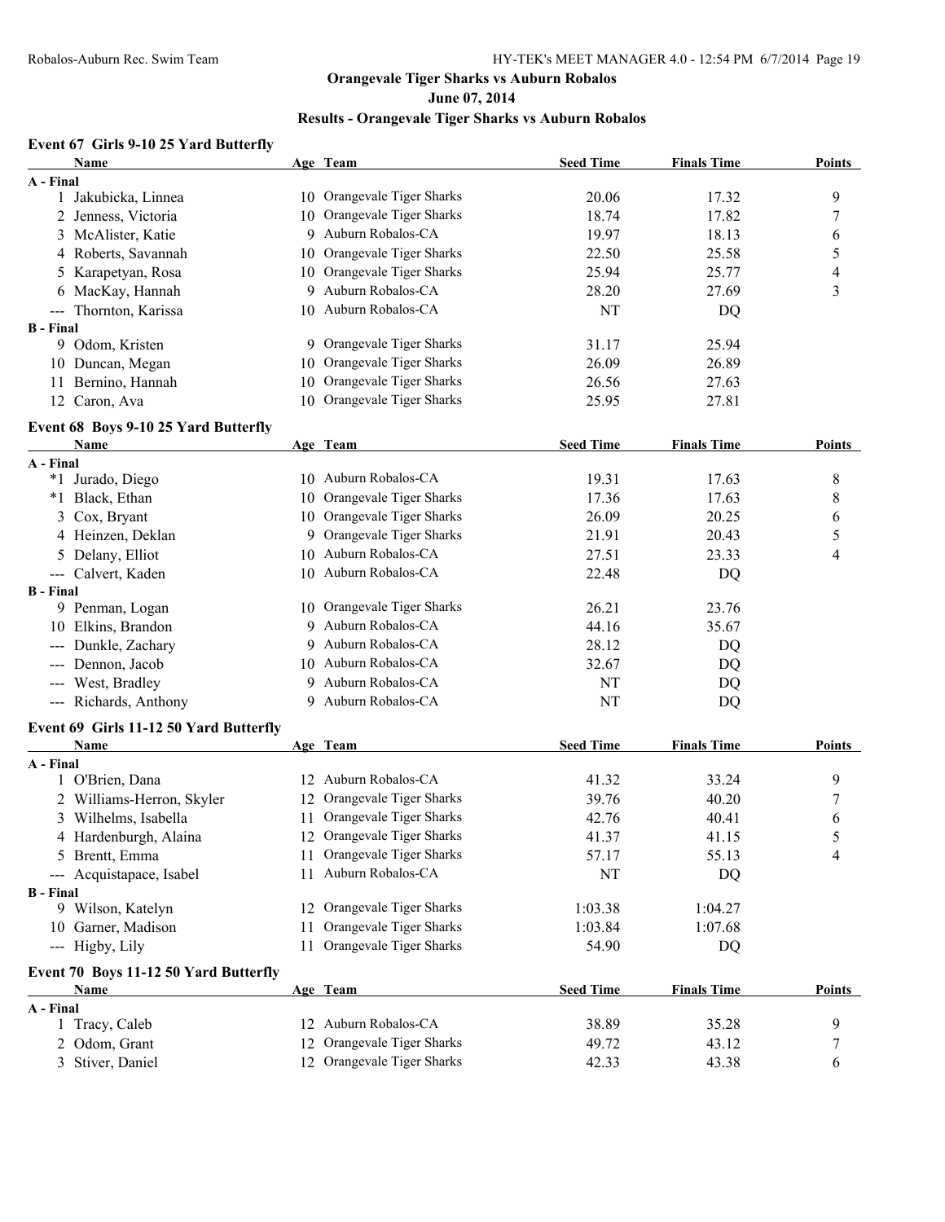## Orangevale Tiger Sharks vs Auburn Robalos

**June 07, 2014**

### Results - Orangevale Tiger Sharks vs Auburn Robalos

#### Event 67 Girls 9-10 25 Yard Butterfly

| Name | Age | Team | Seed Time | Finals Time | Points |
|---|---|---|---|---|---|
| **A - Final** | | | | | |
| 1 Jakubicka, Linnea | 10 | Orangevale Tiger Sharks | 20.06 | 17.32 | 9 |
| 2 Jenness, Victoria | 10 | Orangevale Tiger Sharks | 18.74 | 17.82 | 7 |
| 3 McAlister, Katie | 9 | Auburn Robalos-CA | 19.97 | 18.13 | 6 |
| 4 Roberts, Savannah | 10 | Orangevale Tiger Sharks | 22.50 | 25.58 | 5 |
| 5 Karapetyan, Rosa | 10 | Orangevale Tiger Sharks | 25.94 | 25.77 | 4 |
| 6 MacKay, Hannah | 9 | Auburn Robalos-CA | 28.20 | 27.69 | 3 |
| --- Thornton, Karissa | 10 | Auburn Robalos-CA | NT | DQ | |
| **B - Final** | | | | | |
| 9 Odom, Kristen | 9 | Orangevale Tiger Sharks | 31.17 | 25.94 | |
| 10 Duncan, Megan | 10 | Orangevale Tiger Sharks | 26.09 | 26.89 | |
| 11 Bernino, Hannah | 10 | Orangevale Tiger Sharks | 26.56 | 27.63 | |
| 12 Caron, Ava | 10 | Orangevale Tiger Sharks | 25.95 | 27.81 | |

#### Event 68 Boys 9-10 25 Yard Butterfly

| Name | Age | Team | Seed Time | Finals Time | Points |
|---|---|---|---|---|---|
| **A - Final** | | | | | |
| *1 Jurado, Diego | 10 | Auburn Robalos-CA | 19.31 | 17.63 | 8 |
| *1 Black, Ethan | 10 | Orangevale Tiger Sharks | 17.36 | 17.63 | 8 |
| 3 Cox, Bryant | 10 | Orangevale Tiger Sharks | 26.09 | 20.25 | 6 |
| 4 Heinzen, Deklan | 9 | Orangevale Tiger Sharks | 21.91 | 20.43 | 5 |
| 5 Delany, Elliot | 10 | Auburn Robalos-CA | 27.51 | 23.33 | 4 |
| --- Calvert, Kaden | 10 | Auburn Robalos-CA | 22.48 | DQ | |
| **B - Final** | | | | | |
| 9 Penman, Logan | 10 | Orangevale Tiger Sharks | 26.21 | 23.76 | |
| 10 Elkins, Brandon | 9 | Auburn Robalos-CA | 44.16 | 35.67 | |
| --- Dunkle, Zachary | 9 | Auburn Robalos-CA | 28.12 | DQ | |
| --- Dennon, Jacob | 10 | Auburn Robalos-CA | 32.67 | DQ | |
| --- West, Bradley | 9 | Auburn Robalos-CA | NT | DQ | |
| --- Richards, Anthony | 9 | Auburn Robalos-CA | NT | DQ | |

#### Event 69 Girls 11-12 50 Yard Butterfly

| Name | Age | Team | Seed Time | Finals Time | Points |
|---|---|---|---|---|---|
| **A - Final** | | | | | |
| 1 O'Brien, Dana | 12 | Auburn Robalos-CA | 41.32 | 33.24 | 9 |
| 2 Williams-Herron, Skyler | 12 | Orangevale Tiger Sharks | 39.76 | 40.20 | 7 |
| 3 Wilhelms, Isabella | 11 | Orangevale Tiger Sharks | 42.76 | 40.41 | 6 |
| 4 Hardenburgh, Alaina | 12 | Orangevale Tiger Sharks | 41.37 | 41.15 | 5 |
| 5 Brentt, Emma | 11 | Orangevale Tiger Sharks | 57.17 | 55.13 | 4 |
| --- Acquistapace, Isabel | 11 | Auburn Robalos-CA | NT | DQ | |
| **B - Final** | | | | | |
| 9 Wilson, Katelyn | 12 | Orangevale Tiger Sharks | 1:03.38 | 1:04.27 | |
| 10 Garner, Madison | 11 | Orangevale Tiger Sharks | 1:03.84 | 1:07.68 | |
| --- Higby, Lily | 11 | Orangevale Tiger Sharks | 54.90 | DQ | |

#### Event 70 Boys 11-12 50 Yard Butterfly

| Name | Age | Team | Seed Time | Finals Time | Points |
|---|---|---|---|---|---|
| **A - Final** | | | | | |
| 1 Tracy, Caleb | 12 | Auburn Robalos-CA | 38.89 | 35.28 | 9 |
| 2 Odom, Grant | 12 | Orangevale Tiger Sharks | 49.72 | 43.12 | 7 |
| 3 Stiver, Daniel | 12 | Orangevale Tiger Sharks | 42.33 | 43.38 | 6 |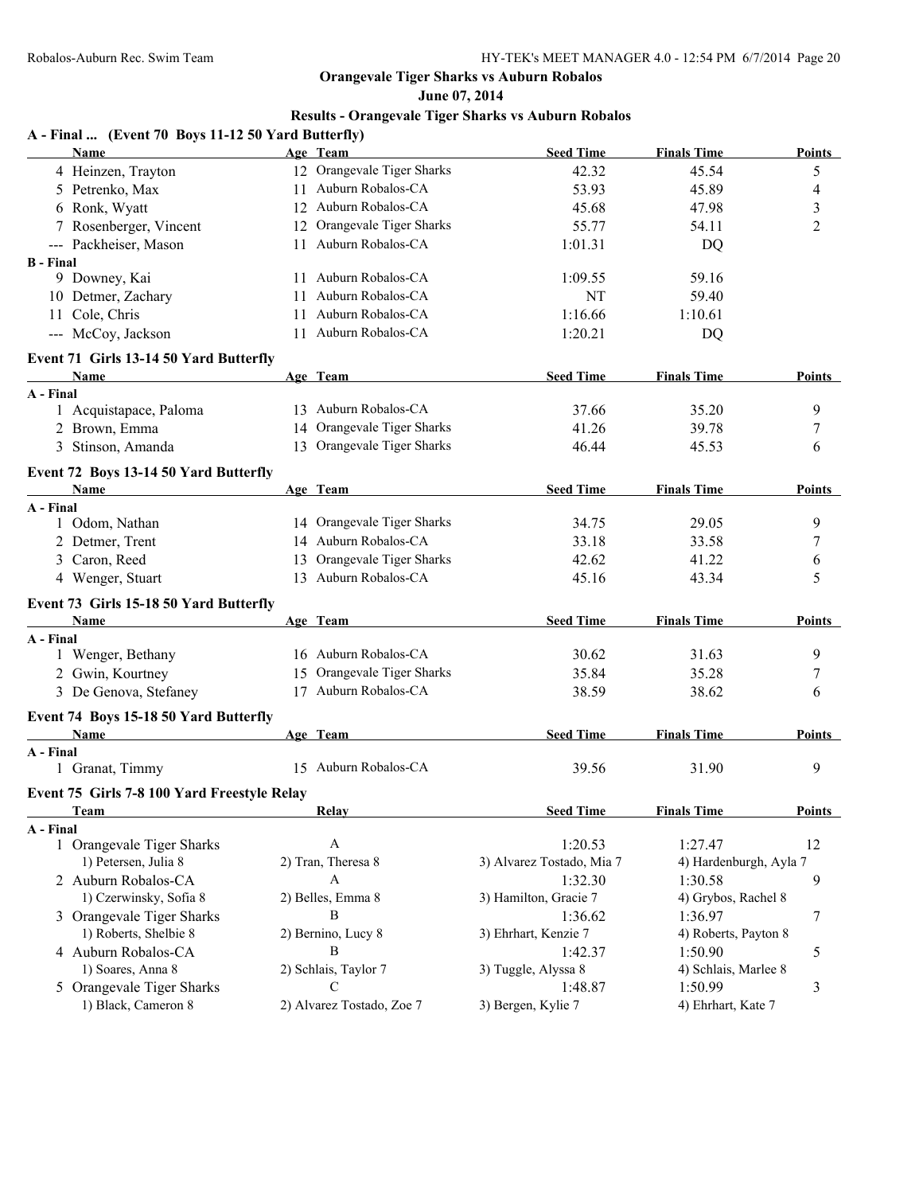**Orangevale Tiger Sharks vs Auburn Robalos**
**June 07, 2014**
**Results - Orangevale Tiger Sharks vs Auburn Robalos**

### A - Final ... (Event 70 Boys 11-12 50 Yard Butterfly)

| Name | Age | Team | Seed Time | Finals Time | Points |
|---|---|---|---|---|---|
| 4 Heinzen, Trayton | 12 | Orangevale Tiger Sharks | 42.32 | 45.54 | 5 |
| 5 Petrenko, Max | 11 | Auburn Robalos-CA | 53.93 | 45.89 | 4 |
| 6 Ronk, Wyatt | 12 | Auburn Robalos-CA | 45.68 | 47.98 | 3 |
| 7 Rosenberger, Vincent | 12 | Orangevale Tiger Sharks | 55.77 | 54.11 | 2 |
| --- Packheiser, Mason | 11 | Auburn Robalos-CA | 1:01.31 | DQ | |
| **B - Final** | | | | | |
| 9 Downey, Kai | 11 | Auburn Robalos-CA | 1:09.55 | 59.16 | |
| 10 Detmer, Zachary | 11 | Auburn Robalos-CA | NT | 59.40 | |
| 11 Cole, Chris | 11 | Auburn Robalos-CA | 1:16.66 | 1:10.61 | |
| --- McCoy, Jackson | 11 | Auburn Robalos-CA | 1:20.21 | DQ | |

### Event 71 Girls 13-14 50 Yard Butterfly

| Name | Age | Team | Seed Time | Finals Time | Points |
|---|---|---|---|---|---|
| **A - Final** | | | | | |
| 1 Acquistapace, Paloma | 13 | Auburn Robalos-CA | 37.66 | 35.20 | 9 |
| 2 Brown, Emma | 14 | Orangevale Tiger Sharks | 41.26 | 39.78 | 7 |
| 3 Stinson, Amanda | 13 | Orangevale Tiger Sharks | 46.44 | 45.53 | 6 |

### Event 72 Boys 13-14 50 Yard Butterfly

| Name | Age | Team | Seed Time | Finals Time | Points |
|---|---|---|---|---|---|
| **A - Final** | | | | | |
| 1 Odom, Nathan | 14 | Orangevale Tiger Sharks | 34.75 | 29.05 | 9 |
| 2 Detmer, Trent | 14 | Auburn Robalos-CA | 33.18 | 33.58 | 7 |
| 3 Caron, Reed | 13 | Orangevale Tiger Sharks | 42.62 | 41.22 | 6 |
| 4 Wenger, Stuart | 13 | Auburn Robalos-CA | 45.16 | 43.34 | 5 |

### Event 73 Girls 15-18 50 Yard Butterfly

| Name | Age | Team | Seed Time | Finals Time | Points |
|---|---|---|---|---|---|
| **A - Final** | | | | | |
| 1 Wenger, Bethany | 16 | Auburn Robalos-CA | 30.62 | 31.63 | 9 |
| 2 Gwin, Kourtney | 15 | Orangevale Tiger Sharks | 35.84 | 35.28 | 7 |
| 3 De Genova, Stefaney | 17 | Auburn Robalos-CA | 38.59 | 38.62 | 6 |

### Event 74 Boys 15-18 50 Yard Butterfly

| Name | Age | Team | Seed Time | Finals Time | Points |
|---|---|---|---|---|---|
| **A - Final** | | | | | |
| 1 Granat, Timmy | 15 | Auburn Robalos-CA | 39.56 | 31.90 | 9 |

### Event 75 Girls 7-8 100 Yard Freestyle Relay

| Team | Relay | Seed Time | Finals Time | Points |
|---|---|---|---|---|
| **A - Final** | | | | |
| 1 Orangevale Tiger Sharks | A | 1:20.53 | 1:27.47 | 12 |
| 1) Petersen, Julia 8 | 2) Tran, Theresa 8 | 3) Alvarez Tostado, Mia 7 | 4) Hardenburgh, Ayla 7 | |
| 2 Auburn Robalos-CA | A | 1:32.30 | 1:30.58 | 9 |
| 1) Czerwinsky, Sofia 8 | 2) Belles, Emma 8 | 3) Hamilton, Gracie 7 | 4) Grybos, Rachel 8 | |
| 3 Orangevale Tiger Sharks | B | 1:36.62 | 1:36.97 | 7 |
| 1) Roberts, Shelbie 8 | 2) Bernino, Lucy 8 | 3) Ehrhart, Kenzie 7 | 4) Roberts, Payton 8 | |
| 4 Auburn Robalos-CA | B | 1:42.37 | 1:50.90 | 5 |
| 1) Soares, Anna 8 | 2) Schlais, Taylor 7 | 3) Tuggle, Alyssa 8 | 4) Schlais, Marlee 8 | |
| 5 Orangevale Tiger Sharks | C | 1:48.87 | 1:50.99 | 3 |
| 1) Black, Cameron 8 | 2) Alvarez Tostado, Zoe 7 | 3) Bergen, Kylie 7 | 4) Ehrhart, Kate 7 | |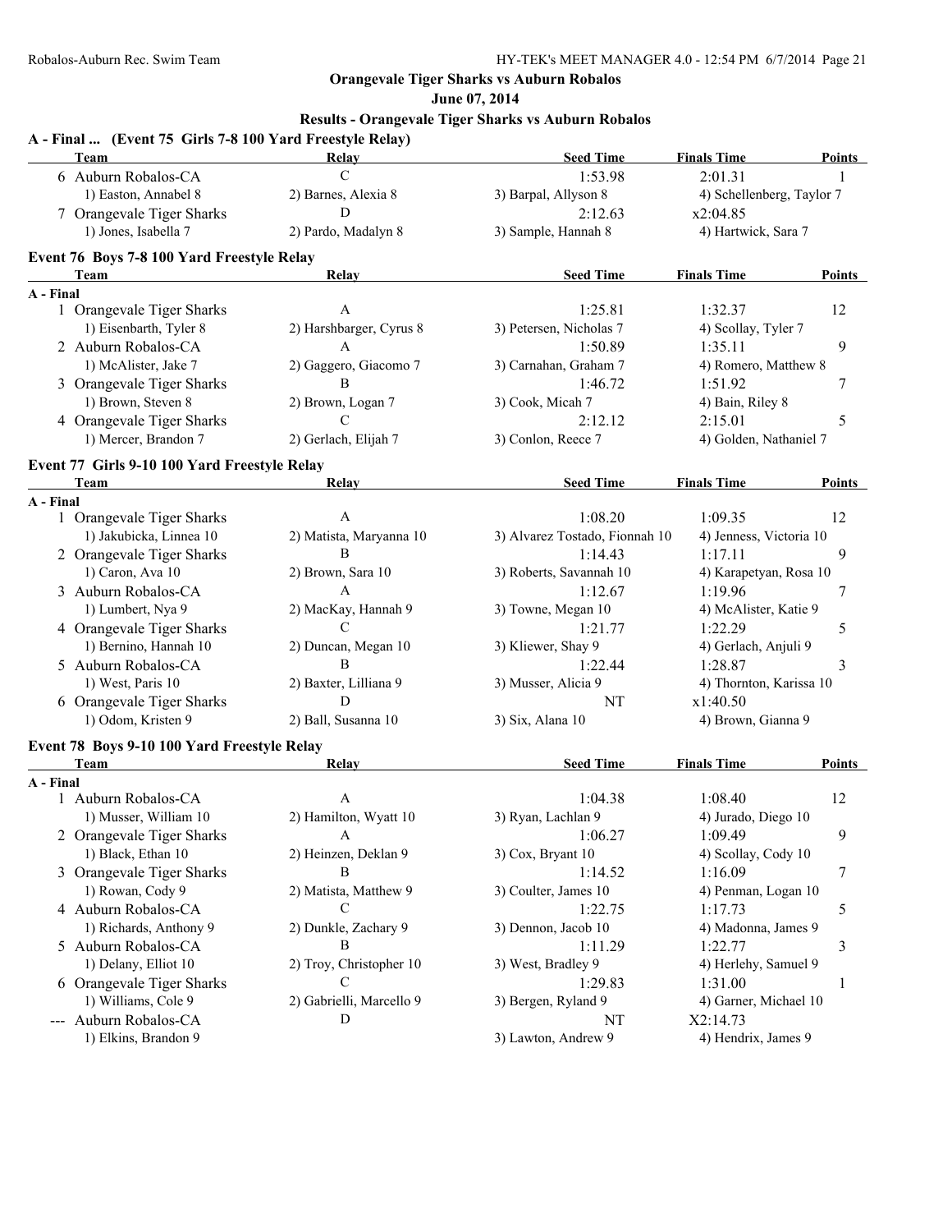**Orangevale Tiger Sharks vs Auburn Robalos**

**June 07, 2014**

**Results - Orangevale Tiger Sharks vs Auburn Robalos**

## A - Final ... (Event 75 Girls 7-8 100 Yard Freestyle Relay)

| Team | Relay | Seed Time | Finals Time | Points |
|---|---|---|---|---|
| 6 Auburn Robalos-CA | C | 1:53.98 | 2:01.31 | 1 |
| 1) Easton, Annabel 8 | 2) Barnes, Alexia 8 | 3) Barpal, Allyson 8 | 4) Schellenberg, Taylor 7 | |
| 7 Orangevale Tiger Sharks | D | 2:12.63 | x2:04.85 | |
| 1) Jones, Isabella 7 | 2) Pardo, Madalyn 8 | 3) Sample, Hannah 8 | 4) Hartwick, Sara 7 | |

## Event 76 Boys 7-8 100 Yard Freestyle Relay

| Team | Relay | Seed Time | Finals Time | Points |
|---|---|---|---|---|
| **A - Final** | | | | |
| 1 Orangevale Tiger Sharks | A | 1:25.81 | 1:32.37 | 12 |
| 1) Eisenbarth, Tyler 8 | 2) Harshbarger, Cyrus 8 | 3) Petersen, Nicholas 7 | 4) Scollay, Tyler 7 | |
| 2 Auburn Robalos-CA | A | 1:50.89 | 1:35.11 | 9 |
| 1) McAlister, Jake 7 | 2) Gaggero, Giacomo 7 | 3) Carnahan, Graham 7 | 4) Romero, Matthew 8 | |
| 3 Orangevale Tiger Sharks | B | 1:46.72 | 1:51.92 | 7 |
| 1) Brown, Steven 8 | 2) Brown, Logan 7 | 3) Cook, Micah 7 | 4) Bain, Riley 8 | |
| 4 Orangevale Tiger Sharks | C | 2:12.12 | 2:15.01 | 5 |
| 1) Mercer, Brandon 7 | 2) Gerlach, Elijah 7 | 3) Conlon, Reece 7 | 4) Golden, Nathaniel 7 | |

## Event 77 Girls 9-10 100 Yard Freestyle Relay

| Team | Relay | Seed Time | Finals Time | Points |
|---|---|---|---|---|
| **A - Final** | | | | |
| 1 Orangevale Tiger Sharks | A | 1:08.20 | 1:09.35 | 12 |
| 1) Jakubicka, Linnea 10 | 2) Matista, Maryanna 10 | 3) Alvarez Tostado, Fionnah 10 | 4) Jenness, Victoria 10 | |
| 2 Orangevale Tiger Sharks | B | 1:14.43 | 1:17.11 | 9 |
| 1) Caron, Ava 10 | 2) Brown, Sara 10 | 3) Roberts, Savannah 10 | 4) Karapetyan, Rosa 10 | |
| 3 Auburn Robalos-CA | A | 1:12.67 | 1:19.96 | 7 |
| 1) Lumbert, Nya 9 | 2) MacKay, Hannah 9 | 3) Towne, Megan 10 | 4) McAlister, Katie 9 | |
| 4 Orangevale Tiger Sharks | C | 1:21.77 | 1:22.29 | 5 |
| 1) Bernino, Hannah 10 | 2) Duncan, Megan 10 | 3) Kliewer, Shay 9 | 4) Gerlach, Anjuli 9 | |
| 5 Auburn Robalos-CA | B | 1:22.44 | 1:28.87 | 3 |
| 1) West, Paris 10 | 2) Baxter, Lilliana 9 | 3) Musser, Alicia 9 | 4) Thornton, Karissa 10 | |
| 6 Orangevale Tiger Sharks | D | NT | x1:40.50 | |
| 1) Odom, Kristen 9 | 2) Ball, Susanna 10 | 3) Six, Alana 10 | 4) Brown, Gianna 9 | |

## Event 78 Boys 9-10 100 Yard Freestyle Relay

| Team | Relay | Seed Time | Finals Time | Points |
|---|---|---|---|---|
| **A - Final** | | | | |
| 1 Auburn Robalos-CA | A | 1:04.38 | 1:08.40 | 12 |
| 1) Musser, William 10 | 2) Hamilton, Wyatt 10 | 3) Ryan, Lachlan 9 | 4) Jurado, Diego 10 | |
| 2 Orangevale Tiger Sharks | A | 1:06.27 | 1:09.49 | 9 |
| 1) Black, Ethan 10 | 2) Heinzen, Deklan 9 | 3) Cox, Bryant 10 | 4) Scollay, Cody 10 | |
| 3 Orangevale Tiger Sharks | B | 1:14.52 | 1:16.09 | 7 |
| 1) Rowan, Cody 9 | 2) Matista, Matthew 9 | 3) Coulter, James 10 | 4) Penman, Logan 10 | |
| 4 Auburn Robalos-CA | C | 1:22.75 | 1:17.73 | 5 |
| 1) Richards, Anthony 9 | 2) Dunkle, Zachary 9 | 3) Dennon, Jacob 10 | 4) Madonna, James 9 | |
| 5 Auburn Robalos-CA | B | 1:11.29 | 1:22.77 | 3 |
| 1) Delany, Elliot 10 | 2) Troy, Christopher 10 | 3) West, Bradley 9 | 4) Herlehy, Samuel 9 | |
| 6 Orangevale Tiger Sharks | C | 1:29.83 | 1:31.00 | 1 |
| 1) Williams, Cole 9 | 2) Gabrielli, Marcello 9 | 3) Bergen, Ryland 9 | 4) Garner, Michael 10 | |
| --- Auburn Robalos-CA | D | NT | X2:14.73 | |
| 1) Elkins, Brandon 9 | | 3) Lawton, Andrew 9 | 4) Hendrix, James 9 | |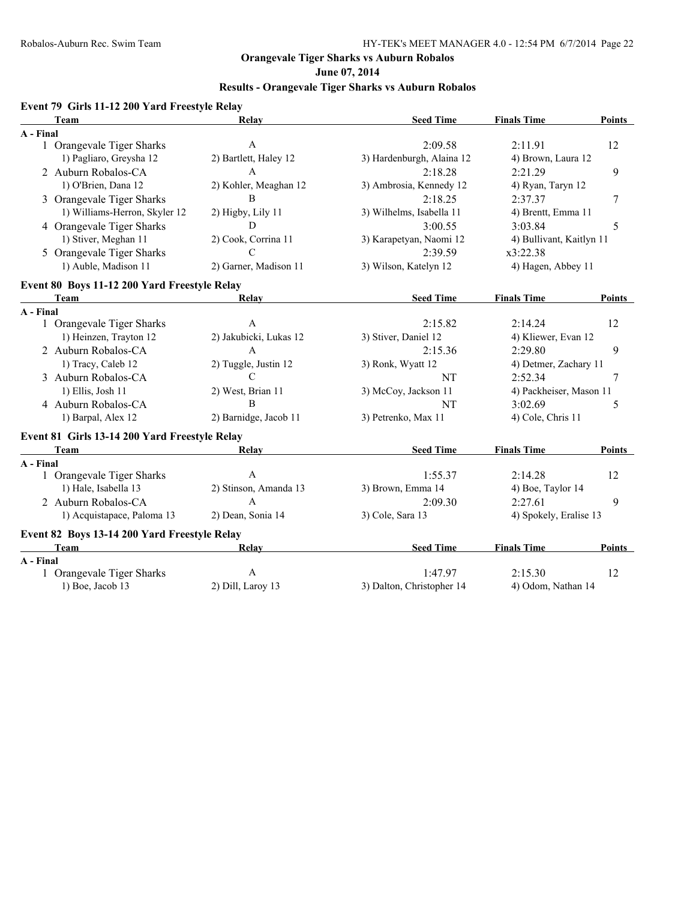**Orangevale Tiger Sharks vs Auburn Robalos**

**June 07, 2014**

**Results - Orangevale Tiger Sharks vs Auburn Robalos**

### Event 79 Girls 11-12 200 Yard Freestyle Relay

| Team | Relay | Seed Time | Finals Time | Points |
|---|---|---|---|---|
| **A - Final** | | | | |
| 1 Orangevale Tiger Sharks | A | 2:09.58 | 2:11.91 | 12 |
| 1) Pagliaro, Greysha 12 | 2) Bartlett, Haley 12 | 3) Hardenburgh, Alaina 12 | 4) Brown, Laura 12 | |
| 2 Auburn Robalos-CA | A | 2:18.28 | 2:21.29 | 9 |
| 1) O'Brien, Dana 12 | 2) Kohler, Meaghan 12 | 3) Ambrosia, Kennedy 12 | 4) Ryan, Taryn 12 | |
| 3 Orangevale Tiger Sharks | B | 2:18.25 | 2:37.37 | 7 |
| 1) Williams-Herron, Skyler 12 | 2) Higby, Lily 11 | 3) Wilhelms, Isabella 11 | 4) Brentt, Emma 11 | |
| 4 Orangevale Tiger Sharks | D | 3:00.55 | 3:03.84 | 5 |
| 1) Stiver, Meghan 11 | 2) Cook, Corrina 11 | 3) Karapetyan, Naomi 12 | 4) Bullivant, Kaitlyn 11 | |
| 5 Orangevale Tiger Sharks | C | 2:39.59 | x3:22.38 | |
| 1) Auble, Madison 11 | 2) Garner, Madison 11 | 3) Wilson, Katelyn 12 | 4) Hagen, Abbey 11 | |

### Event 80 Boys 11-12 200 Yard Freestyle Relay

| Team | Relay | Seed Time | Finals Time | Points |
|---|---|---|---|---|
| **A - Final** | | | | |
| 1 Orangevale Tiger Sharks | A | 2:15.82 | 2:14.24 | 12 |
| 1) Heinzen, Trayton 12 | 2) Jakubicki, Lukas 12 | 3) Stiver, Daniel 12 | 4) Kliewer, Evan 12 | |
| 2 Auburn Robalos-CA | A | 2:15.36 | 2:29.80 | 9 |
| 1) Tracy, Caleb 12 | 2) Tuggle, Justin 12 | 3) Ronk, Wyatt 12 | 4) Detmer, Zachary 11 | |
| 3 Auburn Robalos-CA | C | NT | 2:52.34 | 7 |
| 1) Ellis, Josh 11 | 2) West, Brian 11 | 3) McCoy, Jackson 11 | 4) Packheiser, Mason 11 | |
| 4 Auburn Robalos-CA | B | NT | 3:02.69 | 5 |
| 1) Barpal, Alex 12 | 2) Barnidge, Jacob 11 | 3) Petrenko, Max 11 | 4) Cole, Chris 11 | |

### Event 81 Girls 13-14 200 Yard Freestyle Relay

| Team | Relay | Seed Time | Finals Time | Points |
|---|---|---|---|---|
| **A - Final** | | | | |
| 1 Orangevale Tiger Sharks | A | 1:55.37 | 2:14.28 | 12 |
| 1) Hale, Isabella 13 | 2) Stinson, Amanda 13 | 3) Brown, Emma 14 | 4) Boe, Taylor 14 | |
| 2 Auburn Robalos-CA | A | 2:09.30 | 2:27.61 | 9 |
| 1) Acquistapace, Paloma 13 | 2) Dean, Sonia 14 | 3) Cole, Sara 13 | 4) Spokely, Eralise 13 | |

### Event 82 Boys 13-14 200 Yard Freestyle Relay

| Team | Relay | Seed Time | Finals Time | Points |
|---|---|---|---|---|
| **A - Final** | | | | |
| 1 Orangevale Tiger Sharks | A | 1:47.97 | 2:15.30 | 12 |
| 1) Boe, Jacob 13 | 2) Dill, Laroy 13 | 3) Dalton, Christopher 14 | 4) Odom, Nathan 14 | |